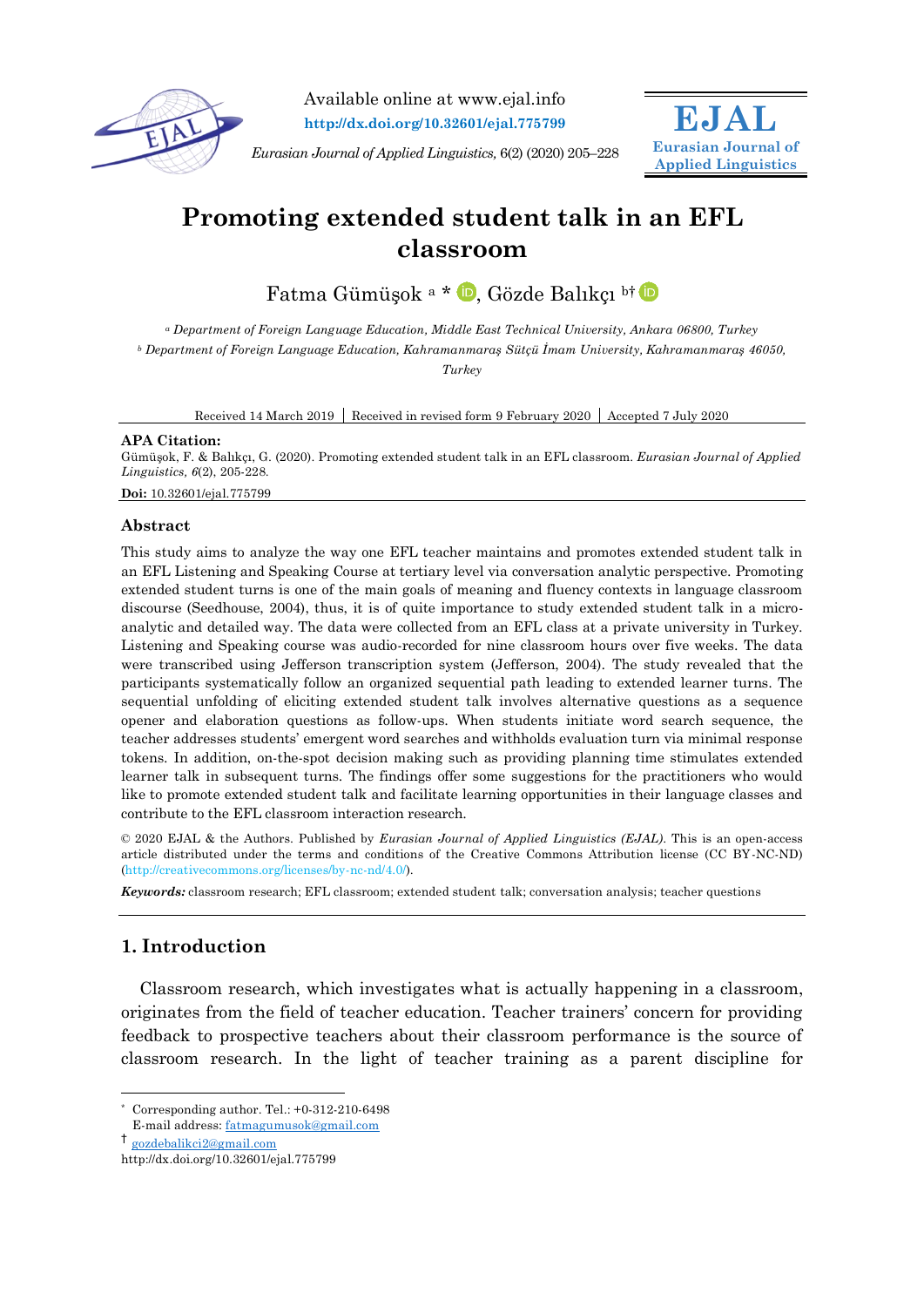Available online at www.ejal.info

http://dx.doi.org/10.32601/ejal.775799

*Eurasian Journal of Applied Linguistics,* 6(2) (2020) 205–228

**EJAL**
**Eurasian Journal of Applied Linguistics**

# Promoting extended student talk in an EFL classroom

Fatma Gümüşok [a] *, Gözde Balıkçı [b†]

[a] *Department of Foreign Language Education, Middle East Technical University, Ankara 06800, Turkey*

[b] *Department of Foreign Language Education, Kahramanmaraş Sütçü İmam University, Kahramanmaraş 46050, Turkey*

Received 14 March 2019 | Received in revised form 9 February 2020 | Accepted 7 July 2020

**APA Citation:**
Gümüşok, F. & Balıkçı, G. (2020). Promoting extended student talk in an EFL classroom. *Eurasian Journal of Applied Linguistics, 6*(2), 205-228.

**Doi:** 10.32601/ejal.775799

## Abstract

This study aims to analyze the way one EFL teacher maintains and promotes extended student talk in an EFL Listening and Speaking Course at tertiary level via conversation analytic perspective. Promoting extended student turns is one of the main goals of meaning and fluency contexts in language classroom discourse (Seedhouse, 2004), thus, it is of quite importance to study extended student talk in a micro-analytic and detailed way. The data were collected from an EFL class at a private university in Turkey. Listening and Speaking course was audio-recorded for nine classroom hours over five weeks. The data were transcribed using Jefferson transcription system (Jefferson, 2004). The study revealed that the participants systematically follow an organized sequential path leading to extended learner turns. The sequential unfolding of eliciting extended student talk involves alternative questions as a sequence opener and elaboration questions as follow-ups. When students initiate word search sequence, the teacher addresses students' emergent word searches and withholds evaluation turn via minimal response tokens. In addition, on-the-spot decision making such as providing planning time stimulates extended learner talk in subsequent turns. The findings offer some suggestions for the practitioners who would like to promote extended student talk and facilitate learning opportunities in their language classes and contribute to the EFL classroom interaction research.

© 2020 EJAL & the Authors. Published by *Eurasian Journal of Applied Linguistics (EJAL)*. This is an open-access article distributed under the terms and conditions of the Creative Commons Attribution license (CC BY-NC-ND) (http://creativecommons.org/licenses/by-nc-nd/4.0/).

***Keywords:*** classroom research; EFL classroom; extended student talk; conversation analysis; teacher questions

## 1. Introduction

Classroom research, which investigates what is actually happening in a classroom, originates from the field of teacher education. Teacher trainers' concern for providing feedback to prospective teachers about their classroom performance is the source of classroom research. In the light of teacher training as a parent discipline for

---

* Corresponding author. Tel.: +0-312-210-6498
E-mail address: fatmagumusok@gmail.com

† gozdebalikci2@gmail.com

http://dx.doi.org/10.32601/ejal.775799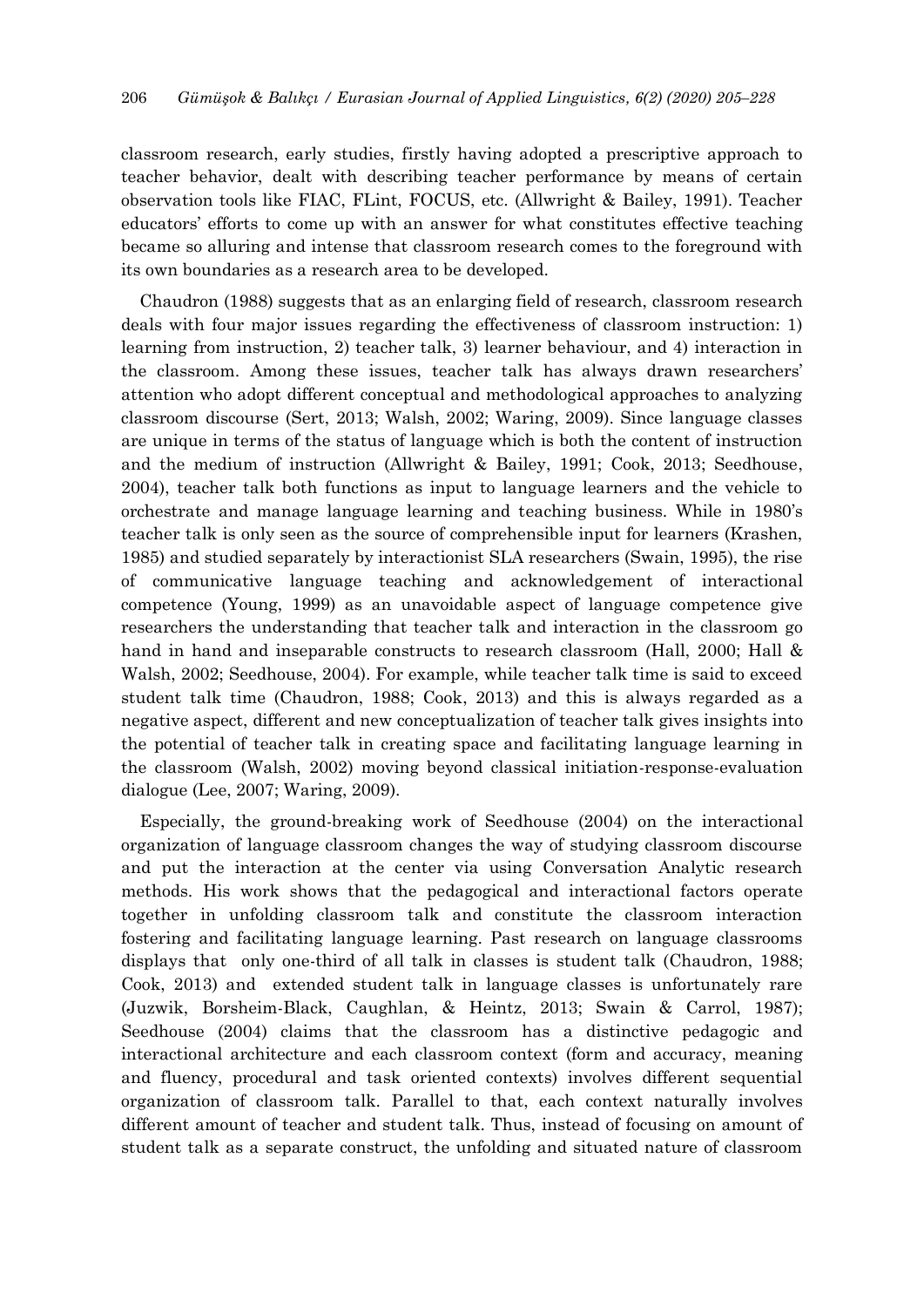classroom research, early studies, firstly having adopted a prescriptive approach to teacher behavior, dealt with describing teacher performance by means of certain observation tools like FIAC, FLint, FOCUS, etc. (Allwright & Bailey, 1991). Teacher educators' efforts to come up with an answer for what constitutes effective teaching became so alluring and intense that classroom research comes to the foreground with its own boundaries as a research area to be developed.

Chaudron (1988) suggests that as an enlarging field of research, classroom research deals with four major issues regarding the effectiveness of classroom instruction: 1) learning from instruction, 2) teacher talk, 3) learner behaviour, and 4) interaction in the classroom. Among these issues, teacher talk has always drawn researchers' attention who adopt different conceptual and methodological approaches to analyzing classroom discourse (Sert, 2013; Walsh, 2002; Waring, 2009). Since language classes are unique in terms of the status of language which is both the content of instruction and the medium of instruction (Allwright & Bailey, 1991; Cook, 2013; Seedhouse, 2004), teacher talk both functions as input to language learners and the vehicle to orchestrate and manage language learning and teaching business. While in 1980's teacher talk is only seen as the source of comprehensible input for learners (Krashen, 1985) and studied separately by interactionist SLA researchers (Swain, 1995), the rise of communicative language teaching and acknowledgement of interactional competence (Young, 1999) as an unavoidable aspect of language competence give researchers the understanding that teacher talk and interaction in the classroom go hand in hand and inseparable constructs to research classroom (Hall, 2000; Hall & Walsh, 2002; Seedhouse, 2004). For example, while teacher talk time is said to exceed student talk time (Chaudron, 1988; Cook, 2013) and this is always regarded as a negative aspect, different and new conceptualization of teacher talk gives insights into the potential of teacher talk in creating space and facilitating language learning in the classroom (Walsh, 2002) moving beyond classical initiation-response-evaluation dialogue (Lee, 2007; Waring, 2009).

Especially, the ground-breaking work of Seedhouse (2004) on the interactional organization of language classroom changes the way of studying classroom discourse and put the interaction at the center via using Conversation Analytic research methods. His work shows that the pedagogical and interactional factors operate together in unfolding classroom talk and constitute the classroom interaction fostering and facilitating language learning. Past research on language classrooms displays that only one-third of all talk in classes is student talk (Chaudron, 1988; Cook, 2013) and extended student talk in language classes is unfortunately rare (Juzwik, Borsheim-Black, Caughlan, & Heintz, 2013; Swain & Carrol, 1987); Seedhouse (2004) claims that the classroom has a distinctive pedagogic and interactional architecture and each classroom context (form and accuracy, meaning and fluency, procedural and task oriented contexts) involves different sequential organization of classroom talk. Parallel to that, each context naturally involves different amount of teacher and student talk. Thus, instead of focusing on amount of student talk as a separate construct, the unfolding and situated nature of classroom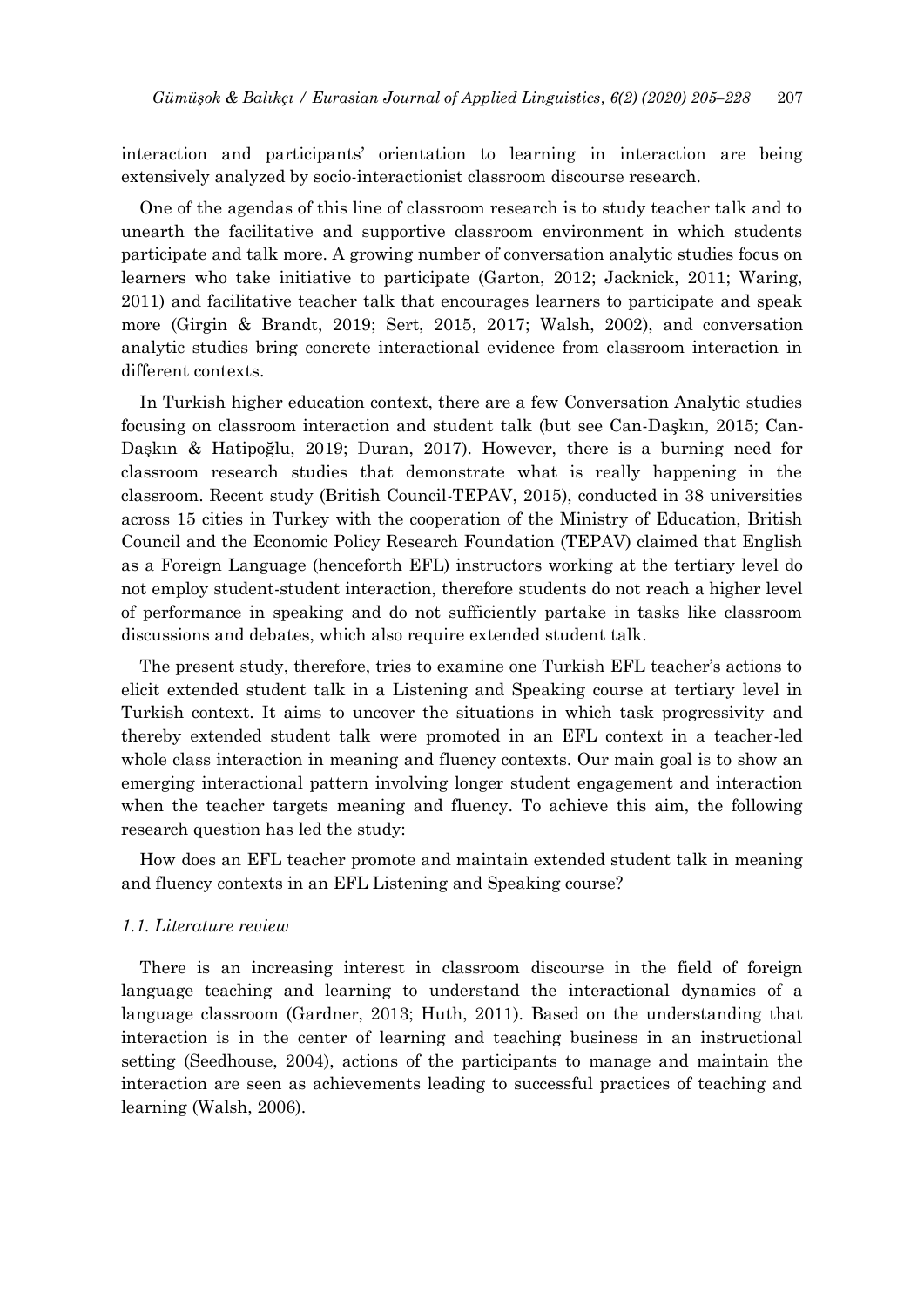interaction and participants' orientation to learning in interaction are being extensively analyzed by socio-interactionist classroom discourse research.

One of the agendas of this line of classroom research is to study teacher talk and to unearth the facilitative and supportive classroom environment in which students participate and talk more. A growing number of conversation analytic studies focus on learners who take initiative to participate (Garton, 2012; Jacknick, 2011; Waring, 2011) and facilitative teacher talk that encourages learners to participate and speak more (Girgin & Brandt, 2019; Sert, 2015, 2017; Walsh, 2002), and conversation analytic studies bring concrete interactional evidence from classroom interaction in different contexts.

In Turkish higher education context, there are a few Conversation Analytic studies focusing on classroom interaction and student talk (but see Can-Daşkın, 2015; Can-Daşkın & Hatipoğlu, 2019; Duran, 2017). However, there is a burning need for classroom research studies that demonstrate what is really happening in the classroom. Recent study (British Council-TEPAV, 2015), conducted in 38 universities across 15 cities in Turkey with the cooperation of the Ministry of Education, British Council and the Economic Policy Research Foundation (TEPAV) claimed that English as a Foreign Language (henceforth EFL) instructors working at the tertiary level do not employ student-student interaction, therefore students do not reach a higher level of performance in speaking and do not sufficiently partake in tasks like classroom discussions and debates, which also require extended student talk.

The present study, therefore, tries to examine one Turkish EFL teacher's actions to elicit extended student talk in a Listening and Speaking course at tertiary level in Turkish context. It aims to uncover the situations in which task progressivity and thereby extended student talk were promoted in an EFL context in a teacher-led whole class interaction in meaning and fluency contexts. Our main goal is to show an emerging interactional pattern involving longer student engagement and interaction when the teacher targets meaning and fluency. To achieve this aim, the following research question has led the study:

How does an EFL teacher promote and maintain extended student talk in meaning and fluency contexts in an EFL Listening and Speaking course?

### *1.1. Literature review*

There is an increasing interest in classroom discourse in the field of foreign language teaching and learning to understand the interactional dynamics of a language classroom (Gardner, 2013; Huth, 2011). Based on the understanding that interaction is in the center of learning and teaching business in an instructional setting (Seedhouse, 2004), actions of the participants to manage and maintain the interaction are seen as achievements leading to successful practices of teaching and learning (Walsh, 2006).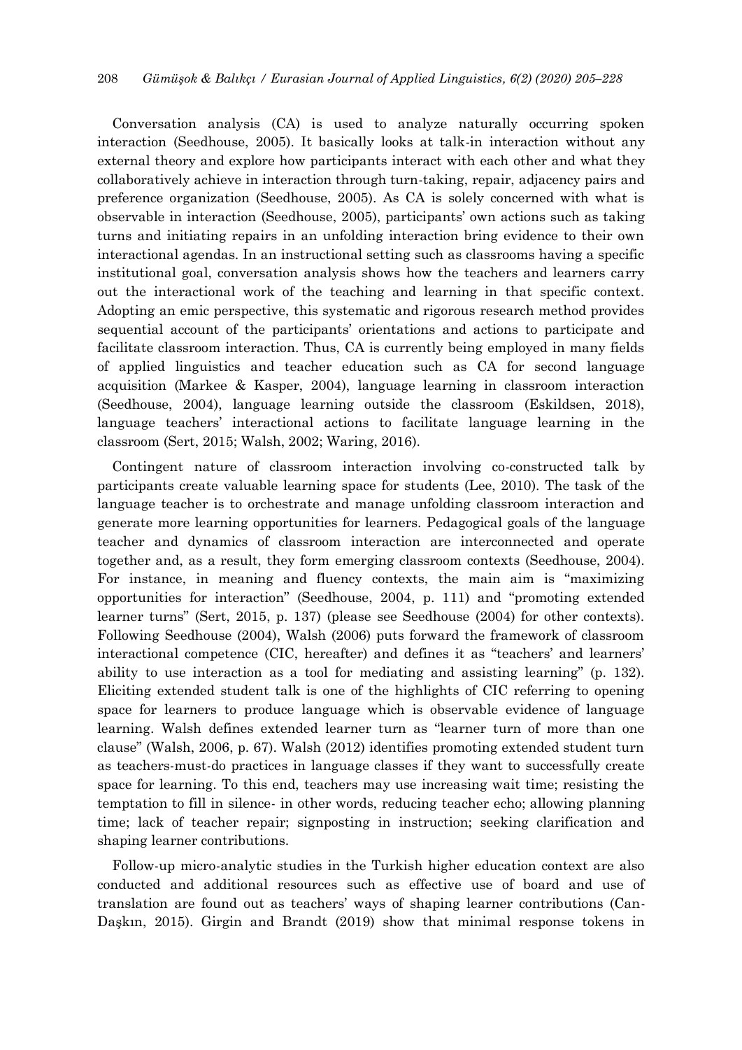Conversation analysis (CA) is used to analyze naturally occurring spoken interaction (Seedhouse, 2005). It basically looks at talk-in interaction without any external theory and explore how participants interact with each other and what they collaboratively achieve in interaction through turn-taking, repair, adjacency pairs and preference organization (Seedhouse, 2005). As CA is solely concerned with what is observable in interaction (Seedhouse, 2005), participants' own actions such as taking turns and initiating repairs in an unfolding interaction bring evidence to their own interactional agendas. In an instructional setting such as classrooms having a specific institutional goal, conversation analysis shows how the teachers and learners carry out the interactional work of the teaching and learning in that specific context. Adopting an emic perspective, this systematic and rigorous research method provides sequential account of the participants' orientations and actions to participate and facilitate classroom interaction. Thus, CA is currently being employed in many fields of applied linguistics and teacher education such as CA for second language acquisition (Markee & Kasper, 2004), language learning in classroom interaction (Seedhouse, 2004), language learning outside the classroom (Eskildsen, 2018), language teachers' interactional actions to facilitate language learning in the classroom (Sert, 2015; Walsh, 2002; Waring, 2016).

Contingent nature of classroom interaction involving co-constructed talk by participants create valuable learning space for students (Lee, 2010). The task of the language teacher is to orchestrate and manage unfolding classroom interaction and generate more learning opportunities for learners. Pedagogical goals of the language teacher and dynamics of classroom interaction are interconnected and operate together and, as a result, they form emerging classroom contexts (Seedhouse, 2004). For instance, in meaning and fluency contexts, the main aim is "maximizing opportunities for interaction" (Seedhouse, 2004, p. 111) and "promoting extended learner turns" (Sert, 2015, p. 137) (please see Seedhouse (2004) for other contexts). Following Seedhouse (2004), Walsh (2006) puts forward the framework of classroom interactional competence (CIC, hereafter) and defines it as "teachers' and learners' ability to use interaction as a tool for mediating and assisting learning" (p. 132). Eliciting extended student talk is one of the highlights of CIC referring to opening space for learners to produce language which is observable evidence of language learning. Walsh defines extended learner turn as "learner turn of more than one clause" (Walsh, 2006, p. 67). Walsh (2012) identifies promoting extended student turn as teachers-must-do practices in language classes if they want to successfully create space for learning. To this end, teachers may use increasing wait time; resisting the temptation to fill in silence- in other words, reducing teacher echo; allowing planning time; lack of teacher repair; signposting in instruction; seeking clarification and shaping learner contributions.

Follow-up micro-analytic studies in the Turkish higher education context are also conducted and additional resources such as effective use of board and use of translation are found out as teachers' ways of shaping learner contributions (Can-Daşkın, 2015). Girgin and Brandt (2019) show that minimal response tokens in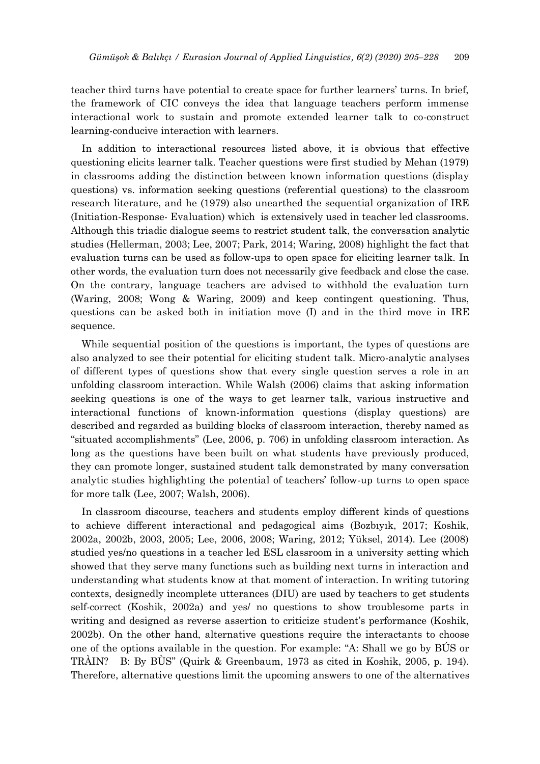teacher third turns have potential to create space for further learners' turns. In brief, the framework of CIC conveys the idea that language teachers perform immense interactional work to sustain and promote extended learner talk to co-construct learning-conducive interaction with learners.

In addition to interactional resources listed above, it is obvious that effective questioning elicits learner talk. Teacher questions were first studied by Mehan (1979) in classrooms adding the distinction between known information questions (display questions) vs. information seeking questions (referential questions) to the classroom research literature, and he (1979) also unearthed the sequential organization of IRE (Initiation-Response- Evaluation) which is extensively used in teacher led classrooms. Although this triadic dialogue seems to restrict student talk, the conversation analytic studies (Hellerman, 2003; Lee, 2007; Park, 2014; Waring, 2008) highlight the fact that evaluation turns can be used as follow-ups to open space for eliciting learner talk. In other words, the evaluation turn does not necessarily give feedback and close the case. On the contrary, language teachers are advised to withhold the evaluation turn (Waring, 2008; Wong & Waring, 2009) and keep contingent questioning. Thus, questions can be asked both in initiation move (I) and in the third move in IRE sequence.

While sequential position of the questions is important, the types of questions are also analyzed to see their potential for eliciting student talk. Micro-analytic analyses of different types of questions show that every single question serves a role in an unfolding classroom interaction. While Walsh (2006) claims that asking information seeking questions is one of the ways to get learner talk, various instructive and interactional functions of known-information questions (display questions) are described and regarded as building blocks of classroom interaction, thereby named as "situated accomplishments" (Lee, 2006, p. 706) in unfolding classroom interaction. As long as the questions have been built on what students have previously produced, they can promote longer, sustained student talk demonstrated by many conversation analytic studies highlighting the potential of teachers' follow-up turns to open space for more talk (Lee, 2007; Walsh, 2006).

In classroom discourse, teachers and students employ different kinds of questions to achieve different interactional and pedagogical aims (Bozbıyık, 2017; Koshik, 2002a, 2002b, 2003, 2005; Lee, 2006, 2008; Waring, 2012; Yüksel, 2014). Lee (2008) studied yes/no questions in a teacher led ESL classroom in a university setting which showed that they serve many functions such as building next turns in interaction and understanding what students know at that moment of interaction. In writing tutoring contexts, designedly incomplete utterances (DIU) are used by teachers to get students self-correct (Koshik, 2002a) and yes/ no questions to show troublesome parts in writing and designed as reverse assertion to criticize student's performance (Koshik, 2002b). On the other hand, alternative questions require the interactants to choose one of the options available in the question. For example: "A: Shall we go by BÚS or TRÀIN? B: By BÙS" (Quirk & Greenbaum, 1973 as cited in Koshik, 2005, p. 194). Therefore, alternative questions limit the upcoming answers to one of the alternatives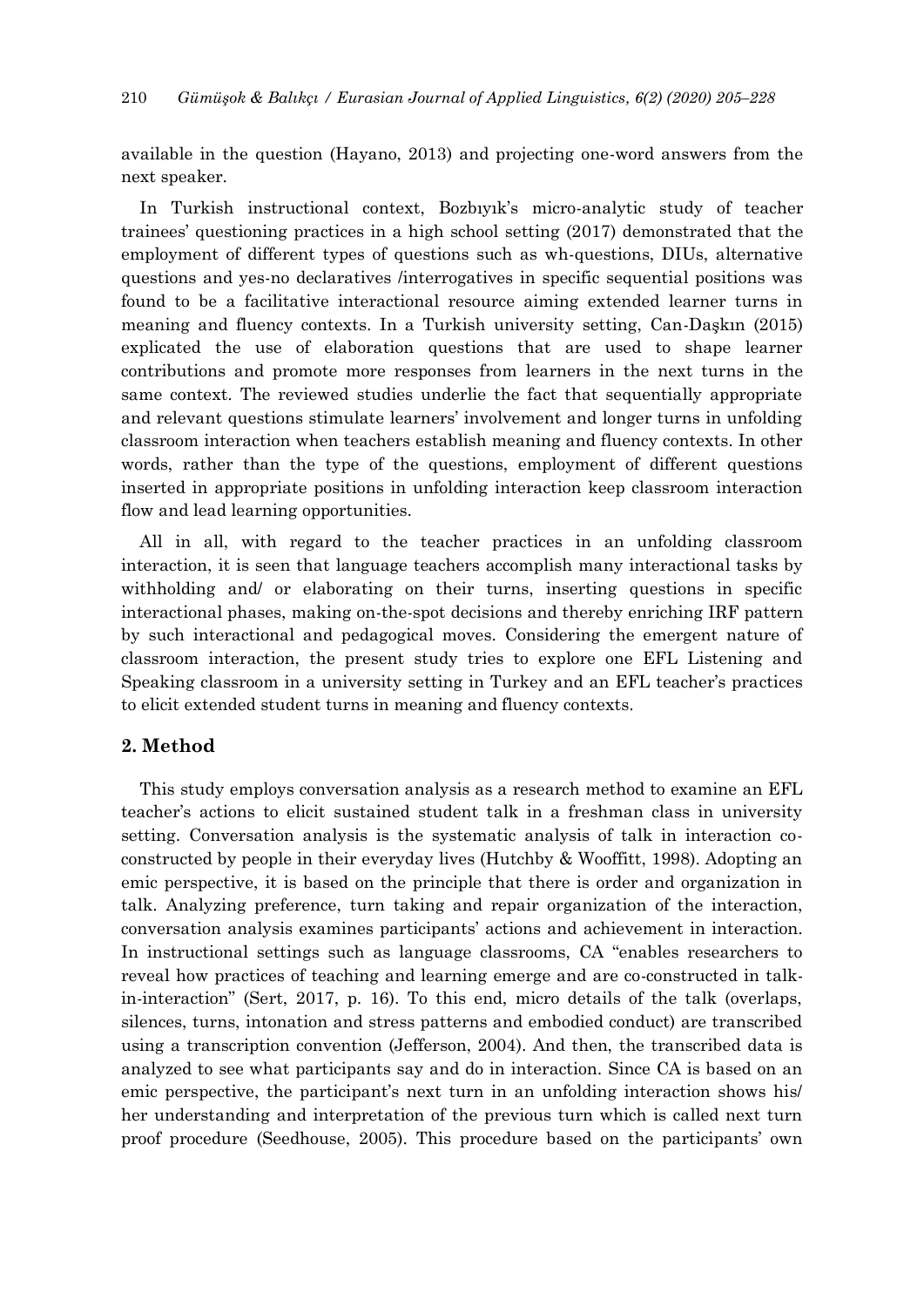available in the question (Hayano, 2013) and projecting one-word answers from the next speaker.

In Turkish instructional context, Bozbıyık's micro-analytic study of teacher trainees' questioning practices in a high school setting (2017) demonstrated that the employment of different types of questions such as wh-questions, DIUs, alternative questions and yes-no declaratives /interrogatives in specific sequential positions was found to be a facilitative interactional resource aiming extended learner turns in meaning and fluency contexts. In a Turkish university setting, Can-Daşkın (2015) explicated the use of elaboration questions that are used to shape learner contributions and promote more responses from learners in the next turns in the same context. The reviewed studies underlie the fact that sequentially appropriate and relevant questions stimulate learners' involvement and longer turns in unfolding classroom interaction when teachers establish meaning and fluency contexts. In other words, rather than the type of the questions, employment of different questions inserted in appropriate positions in unfolding interaction keep classroom interaction flow and lead learning opportunities.

All in all, with regard to the teacher practices in an unfolding classroom interaction, it is seen that language teachers accomplish many interactional tasks by withholding and/ or elaborating on their turns, inserting questions in specific interactional phases, making on-the-spot decisions and thereby enriching IRF pattern by such interactional and pedagogical moves. Considering the emergent nature of classroom interaction, the present study tries to explore one EFL Listening and Speaking classroom in a university setting in Turkey and an EFL teacher's practices to elicit extended student turns in meaning and fluency contexts.

## 2. Method

This study employs conversation analysis as a research method to examine an EFL teacher's actions to elicit sustained student talk in a freshman class in university setting. Conversation analysis is the systematic analysis of talk in interaction co-constructed by people in their everyday lives (Hutchby & Wooffitt, 1998). Adopting an emic perspective, it is based on the principle that there is order and organization in talk. Analyzing preference, turn taking and repair organization of the interaction, conversation analysis examines participants' actions and achievement in interaction. In instructional settings such as language classrooms, CA "enables researchers to reveal how practices of teaching and learning emerge and are co-constructed in talk-in-interaction" (Sert, 2017, p. 16). To this end, micro details of the talk (overlaps, silences, turns, intonation and stress patterns and embodied conduct) are transcribed using a transcription convention (Jefferson, 2004). And then, the transcribed data is analyzed to see what participants say and do in interaction. Since CA is based on an emic perspective, the participant's next turn in an unfolding interaction shows his/ her understanding and interpretation of the previous turn which is called next turn proof procedure (Seedhouse, 2005). This procedure based on the participants' own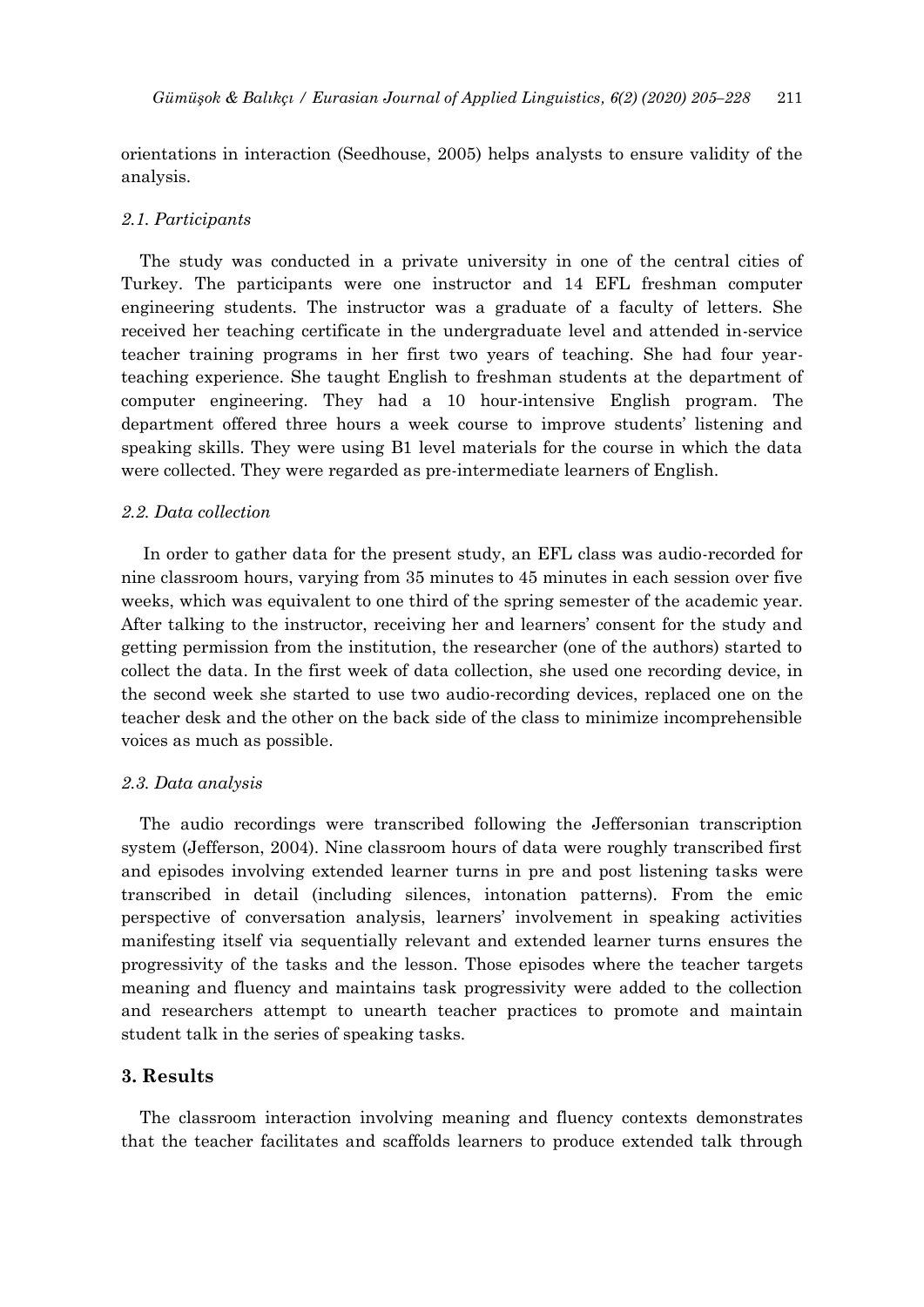orientations in interaction (Seedhouse, 2005) helps analysts to ensure validity of the analysis.

### *2.1. Participants*

The study was conducted in a private university in one of the central cities of Turkey. The participants were one instructor and 14 EFL freshman computer engineering students. The instructor was a graduate of a faculty of letters. She received her teaching certificate in the undergraduate level and attended in-service teacher training programs in her first two years of teaching. She had four year-teaching experience. She taught English to freshman students at the department of computer engineering. They had a 10 hour-intensive English program. The department offered three hours a week course to improve students' listening and speaking skills. They were using B1 level materials for the course in which the data were collected. They were regarded as pre-intermediate learners of English.

### *2.2. Data collection*

In order to gather data for the present study, an EFL class was audio-recorded for nine classroom hours, varying from 35 minutes to 45 minutes in each session over five weeks, which was equivalent to one third of the spring semester of the academic year. After talking to the instructor, receiving her and learners' consent for the study and getting permission from the institution, the researcher (one of the authors) started to collect the data. In the first week of data collection, she used one recording device, in the second week she started to use two audio-recording devices, replaced one on the teacher desk and the other on the back side of the class to minimize incomprehensible voices as much as possible.

### *2.3. Data analysis*

The audio recordings were transcribed following the Jeffersonian transcription system (Jefferson, 2004). Nine classroom hours of data were roughly transcribed first and episodes involving extended learner turns in pre and post listening tasks were transcribed in detail (including silences, intonation patterns). From the emic perspective of conversation analysis, learners' involvement in speaking activities manifesting itself via sequentially relevant and extended learner turns ensures the progressivity of the tasks and the lesson. Those episodes where the teacher targets meaning and fluency and maintains task progressivity were added to the collection and researchers attempt to unearth teacher practices to promote and maintain student talk in the series of speaking tasks.

## 3. Results

The classroom interaction involving meaning and fluency contexts demonstrates that the teacher facilitates and scaffolds learners to produce extended talk through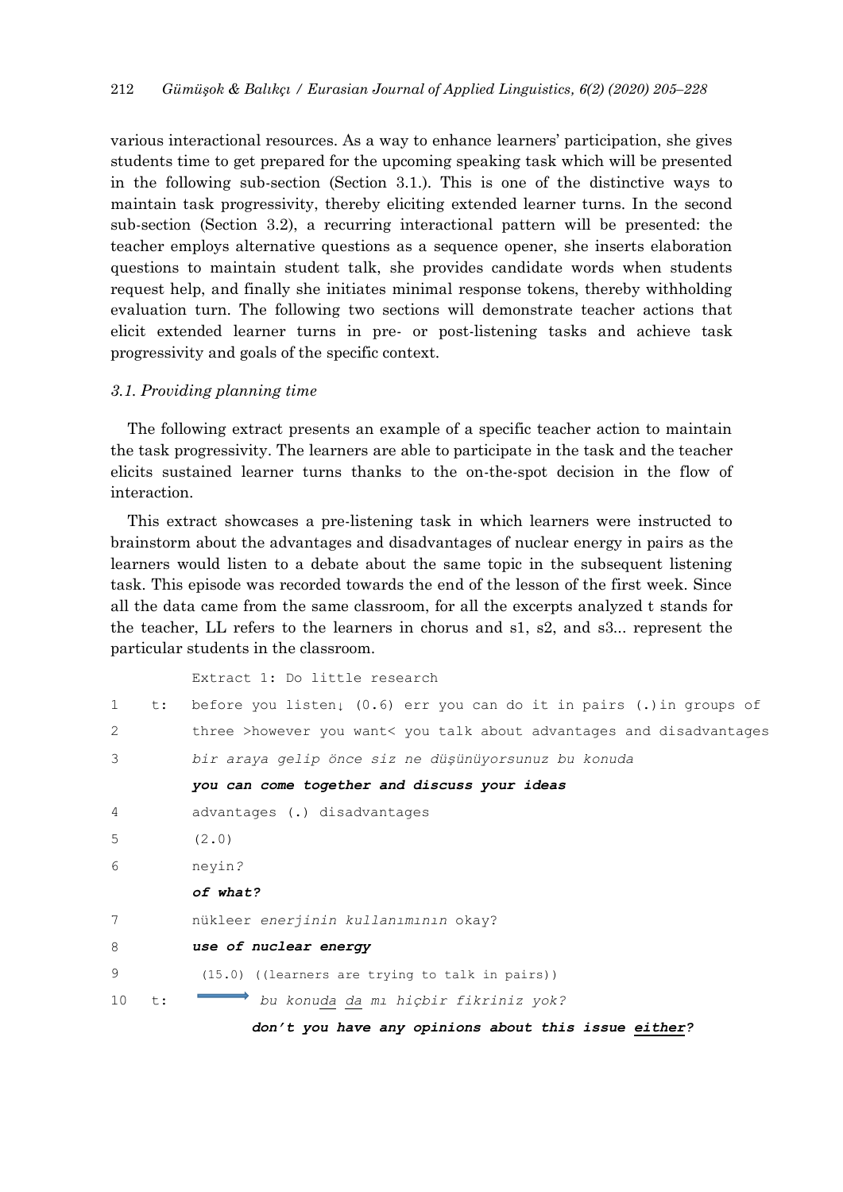various interactional resources. As a way to enhance learners' participation, she gives students time to get prepared for the upcoming speaking task which will be presented in the following sub-section (Section 3.1.). This is one of the distinctive ways to maintain task progressivity, thereby eliciting extended learner turns. In the second sub-section (Section 3.2), a recurring interactional pattern will be presented: the teacher employs alternative questions as a sequence opener, she inserts elaboration questions to maintain student talk, she provides candidate words when students request help, and finally she initiates minimal response tokens, thereby withholding evaluation turn. The following two sections will demonstrate teacher actions that elicit extended learner turns in pre- or post-listening tasks and achieve task progressivity and goals of the specific context.

### *3.1. Providing planning time*

The following extract presents an example of a specific teacher action to maintain the task progressivity. The learners are able to participate in the task and the teacher elicits sustained learner turns thanks to the on-the-spot decision in the flow of interaction.

This extract showcases a pre-listening task in which learners were instructed to brainstorm about the advantages and disadvantages of nuclear energy in pairs as the learners would listen to a debate about the same topic in the subsequent listening task. This episode was recorded towards the end of the lesson of the first week. Since all the data came from the same classroom, for all the excerpts analyzed t stands for the teacher, LL refers to the learners in chorus and s1, s2, and s3... represent the particular students in the classroom.

```
        Extract 1: Do little research
1   t:  before you listen↓ (0.6) err you can do it in pairs (.)in groups of
2       three >however you want< you talk about advantages and disadvantages
3       bir araya gelip önce siz ne düşünüyorsunuz bu konuda
        you can come together and discuss your ideas
4       advantages (.) disadvantages
5       (2.0)
6       neyin?
        of what?
7       nükleer enerjinin kullanımının okay?
8       use of nuclear energy
9        (15.0) ((learners are trying to talk in pairs))
10  t:  →  bu konuda da mı hiçbir fikriniz yok?
           don't you have any opinions about this issue either?
```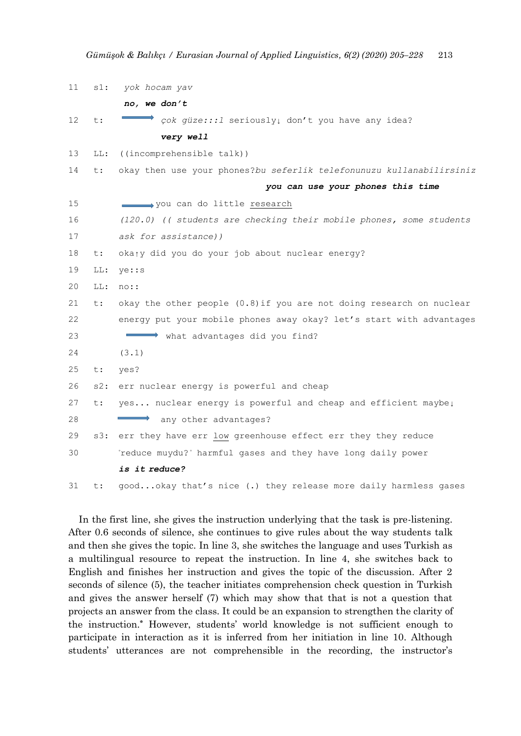```
11   s1:   yok hocam yav
           no, we don't
12   t:    ⟹ çok güze:::l seriously↓ don't you have any idea?
              very well
13   LL:   ((incomprehensible talk))
14   t:    okay then use your phones?bu seferlik telefonunuzu kullanabilirsiniz
                                        you can use your phones this time
15         ⟹ you can do little research
16         (120.0) (( students are checking their mobile phones, some students
17         ask for assistance))
18   t:    oka↑y did you do your job about nuclear energy?
19   LL:   ye::s
20   LL:   no::
21   t:    okay the other people (0.8)if you are not doing research on nuclear
22         energy put your mobile phones away okay? let's start with advantages
23         ⟹ what advantages did you find?
24         (3.1)
25   t:    yes?
26   s2:   err nuclear energy is powerful and cheap
27   t:    yes... nuclear energy is powerful and cheap and efficient maybe↓
28         ⟹ any other advantages?
29   s3:   err they have err low greenhouse effect err they they reduce
30         °reduce muydu?° harmful gases and they have long daily power
           is it reduce?
31   t:    good...okay that's nice (.) they release more daily harmless gases
```

In the first line, she gives the instruction underlying that the task is pre-listening. After 0.6 seconds of silence, she continues to give rules about the way students talk and then she gives the topic. In line 3, she switches the language and uses Turkish as a multilingual resource to repeat the instruction. In line 4, she switches back to English and finishes her instruction and gives the topic of the discussion. After 2 seconds of silence (5), the teacher initiates comprehension check question in Turkish and gives the answer herself (7) which may show that that is not a question that projects an answer from the class. It could be an expansion to strengthen the clarity of the instruction.* However, students' world knowledge is not sufficient enough to participate in interaction as it is inferred from her initiation in line 10. Although students' utterances are not comprehensible in the recording, the instructor's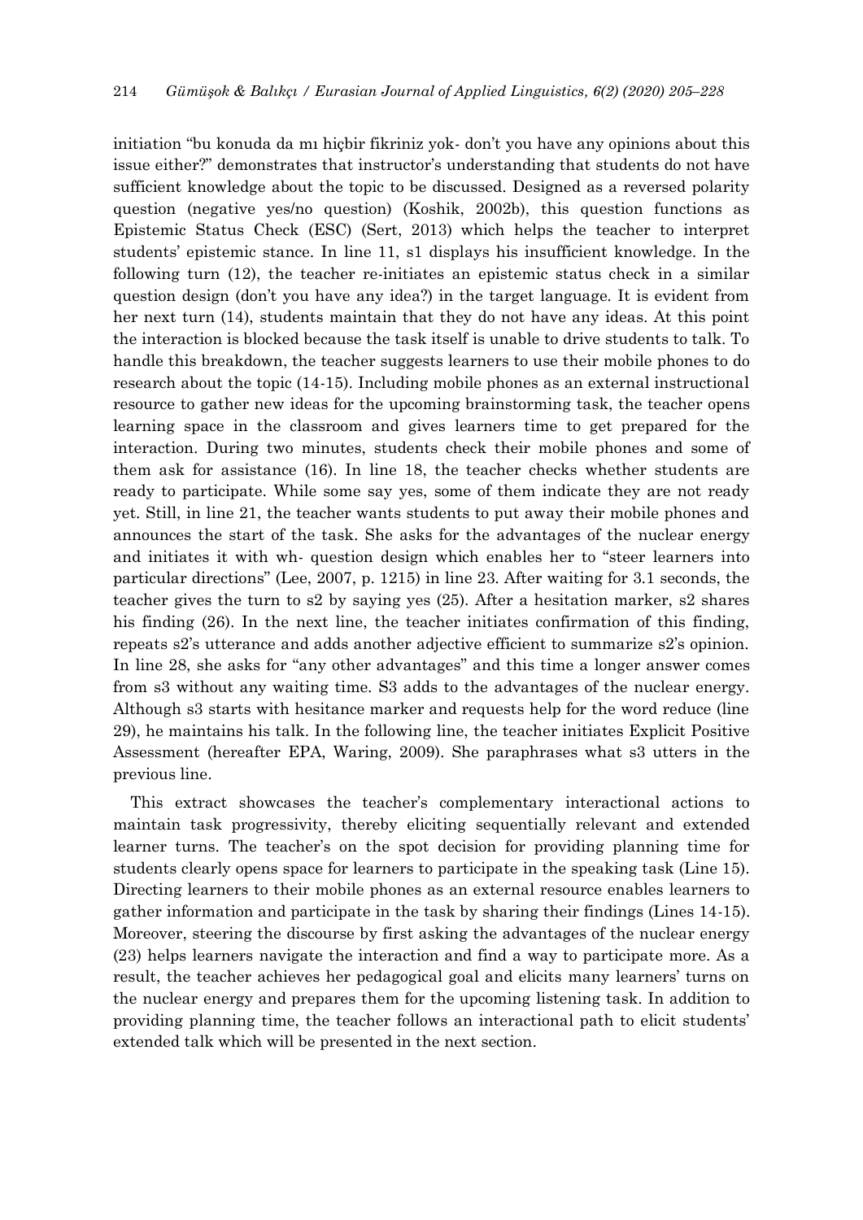initiation "bu konuda da mı hiçbir fikriniz yok- don't you have any opinions about this issue either?" demonstrates that instructor's understanding that students do not have sufficient knowledge about the topic to be discussed. Designed as a reversed polarity question (negative yes/no question) (Koshik, 2002b), this question functions as Epistemic Status Check (ESC) (Sert, 2013) which helps the teacher to interpret students' epistemic stance. In line 11, s1 displays his insufficient knowledge. In the following turn (12), the teacher re-initiates an epistemic status check in a similar question design (don't you have any idea?) in the target language. It is evident from her next turn (14), students maintain that they do not have any ideas. At this point the interaction is blocked because the task itself is unable to drive students to talk. To handle this breakdown, the teacher suggests learners to use their mobile phones to do research about the topic (14-15). Including mobile phones as an external instructional resource to gather new ideas for the upcoming brainstorming task, the teacher opens learning space in the classroom and gives learners time to get prepared for the interaction. During two minutes, students check their mobile phones and some of them ask for assistance (16). In line 18, the teacher checks whether students are ready to participate. While some say yes, some of them indicate they are not ready yet. Still, in line 21, the teacher wants students to put away their mobile phones and announces the start of the task. She asks for the advantages of the nuclear energy and initiates it with wh- question design which enables her to "steer learners into particular directions" (Lee, 2007, p. 1215) in line 23. After waiting for 3.1 seconds, the teacher gives the turn to s2 by saying yes (25). After a hesitation marker, s2 shares his finding (26). In the next line, the teacher initiates confirmation of this finding, repeats s2's utterance and adds another adjective efficient to summarize s2's opinion. In line 28, she asks for "any other advantages" and this time a longer answer comes from s3 without any waiting time. S3 adds to the advantages of the nuclear energy. Although s3 starts with hesitance marker and requests help for the word reduce (line 29), he maintains his talk. In the following line, the teacher initiates Explicit Positive Assessment (hereafter EPA, Waring, 2009). She paraphrases what s3 utters in the previous line.

This extract showcases the teacher's complementary interactional actions to maintain task progressivity, thereby eliciting sequentially relevant and extended learner turns. The teacher's on the spot decision for providing planning time for students clearly opens space for learners to participate in the speaking task (Line 15). Directing learners to their mobile phones as an external resource enables learners to gather information and participate in the task by sharing their findings (Lines 14-15). Moreover, steering the discourse by first asking the advantages of the nuclear energy (23) helps learners navigate the interaction and find a way to participate more. As a result, the teacher achieves her pedagogical goal and elicits many learners' turns on the nuclear energy and prepares them for the upcoming listening task. In addition to providing planning time, the teacher follows an interactional path to elicit students' extended talk which will be presented in the next section.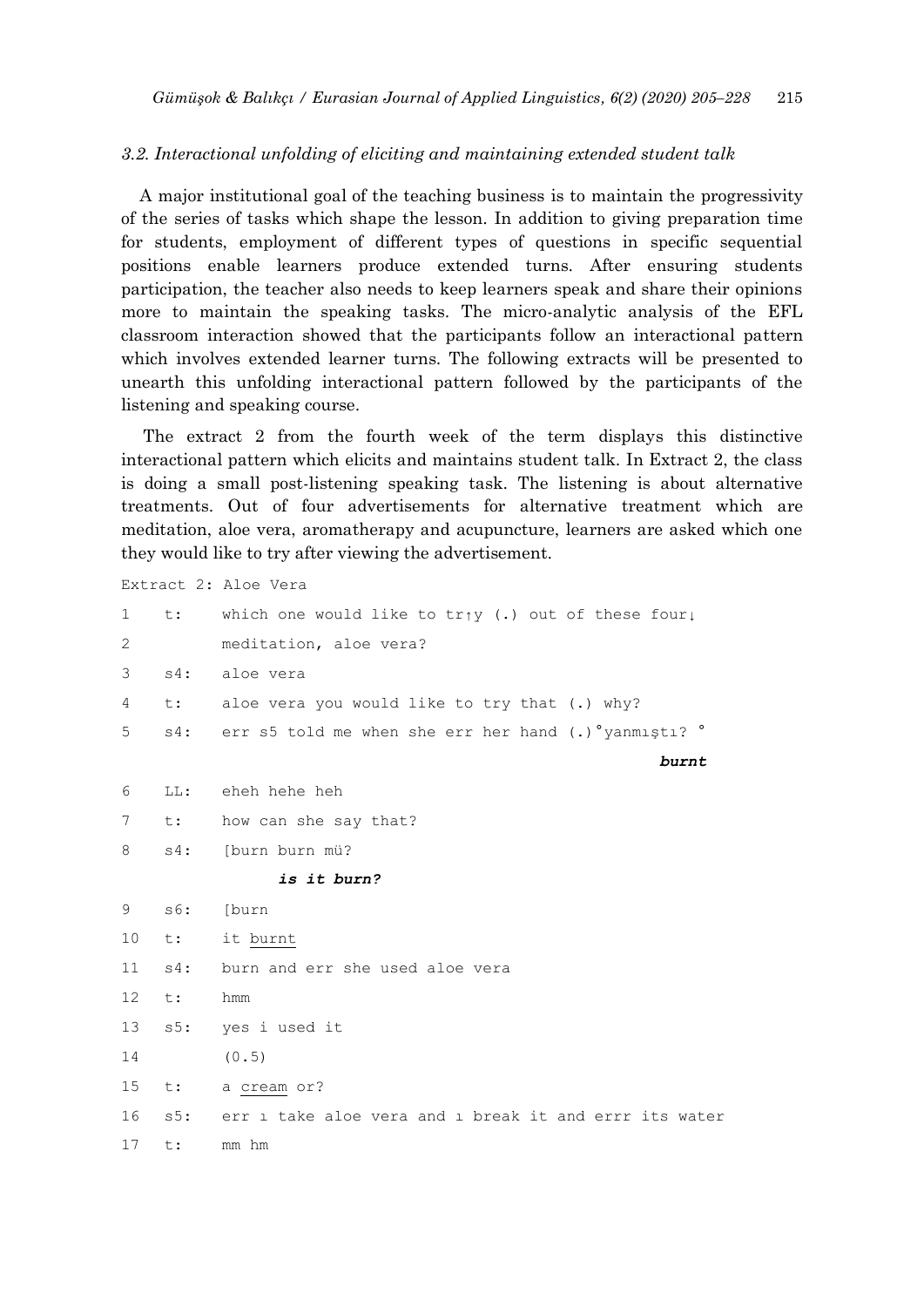### *3.2. Interactional unfolding of eliciting and maintaining extended student talk*

A major institutional goal of the teaching business is to maintain the progressivity of the series of tasks which shape the lesson. In addition to giving preparation time for students, employment of different types of questions in specific sequential positions enable learners produce extended turns. After ensuring students participation, the teacher also needs to keep learners speak and share their opinions more to maintain the speaking tasks. The micro-analytic analysis of the EFL classroom interaction showed that the participants follow an interactional pattern which involves extended learner turns. The following extracts will be presented to unearth this unfolding interactional pattern followed by the participants of the listening and speaking course.

The extract 2 from the fourth week of the term displays this distinctive interactional pattern which elicits and maintains student talk. In Extract 2, the class is doing a small post-listening speaking task. The listening is about alternative treatments. Out of four advertisements for alternative treatment which are meditation, aloe vera, aromatherapy and acupuncture, learners are asked which one they would like to try after viewing the advertisement.

```
Extract 2: Aloe Vera

1    t:    which one would like to tr↑y (.) out of these four↓
2          meditation, aloe vera?
3    s4:   aloe vera
4    t:    aloe vera you would like to try that (.) why?
5    s4:   err s5 told me when she err her hand (.)°yanmıştı? °
                                                      burnt
6    LL:   eheh hehe heh
7    t:    how can she say that?
8    s4:   [burn burn mü?
                 is it burn?
9    s6:   [burn
10   t:    it burnt
11   s4:   burn and err she used aloe vera
12   t:    hmm
13   s5:   yes i used it
14         (0.5)
15   t:    a cream or?
16   s5:   err ı take aloe vera and ı break it and errr its water
17   t:    mm hm
```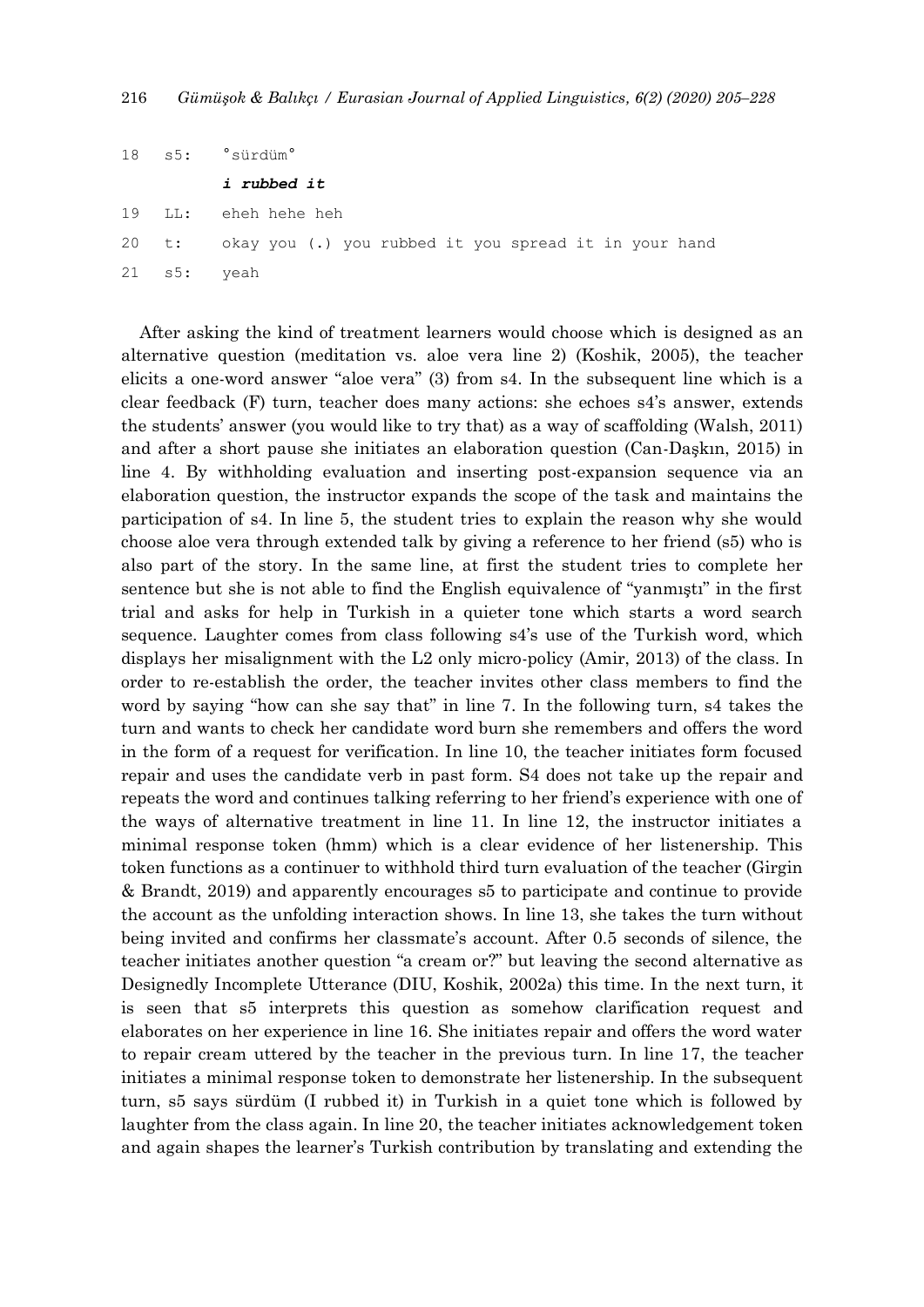```
18   s5:   °sürdüm°
           i rubbed it
19   LL:   eheh hehe heh
20   t:    okay you (.) you rubbed it you spread it in your hand
21   s5:   yeah
```

After asking the kind of treatment learners would choose which is designed as an alternative question (meditation vs. aloe vera line 2) (Koshik, 2005), the teacher elicits a one-word answer "aloe vera" (3) from s4. In the subsequent line which is a clear feedback (F) turn, teacher does many actions: she echoes s4's answer, extends the students' answer (you would like to try that) as a way of scaffolding (Walsh, 2011) and after a short pause she initiates an elaboration question (Can-Daşkın, 2015) in line 4. By withholding evaluation and inserting post-expansion sequence via an elaboration question, the instructor expands the scope of the task and maintains the participation of s4. In line 5, the student tries to explain the reason why she would choose aloe vera through extended talk by giving a reference to her friend (s5) who is also part of the story. In the same line, at first the student tries to complete her sentence but she is not able to find the English equivalence of "yanmıştı" in the first trial and asks for help in Turkish in a quieter tone which starts a word search sequence. Laughter comes from class following s4's use of the Turkish word, which displays her misalignment with the L2 only micro-policy (Amir, 2013) of the class. In order to re-establish the order, the teacher invites other class members to find the word by saying "how can she say that" in line 7. In the following turn, s4 takes the turn and wants to check her candidate word burn she remembers and offers the word in the form of a request for verification. In line 10, the teacher initiates form focused repair and uses the candidate verb in past form. S4 does not take up the repair and repeats the word and continues talking referring to her friend's experience with one of the ways of alternative treatment in line 11. In line 12, the instructor initiates a minimal response token (hmm) which is a clear evidence of her listenership. This token functions as a continuer to withhold third turn evaluation of the teacher (Girgin & Brandt, 2019) and apparently encourages s5 to participate and continue to provide the account as the unfolding interaction shows. In line 13, she takes the turn without being invited and confirms her classmate's account. After 0.5 seconds of silence, the teacher initiates another question "a cream or?" but leaving the second alternative as Designedly Incomplete Utterance (DIU, Koshik, 2002a) this time. In the next turn, it is seen that s5 interprets this question as somehow clarification request and elaborates on her experience in line 16. She initiates repair and offers the word water to repair cream uttered by the teacher in the previous turn. In line 17, the teacher initiates a minimal response token to demonstrate her listenership. In the subsequent turn, s5 says sürdüm (I rubbed it) in Turkish in a quiet tone which is followed by laughter from the class again. In line 20, the teacher initiates acknowledgement token and again shapes the learner's Turkish contribution by translating and extending the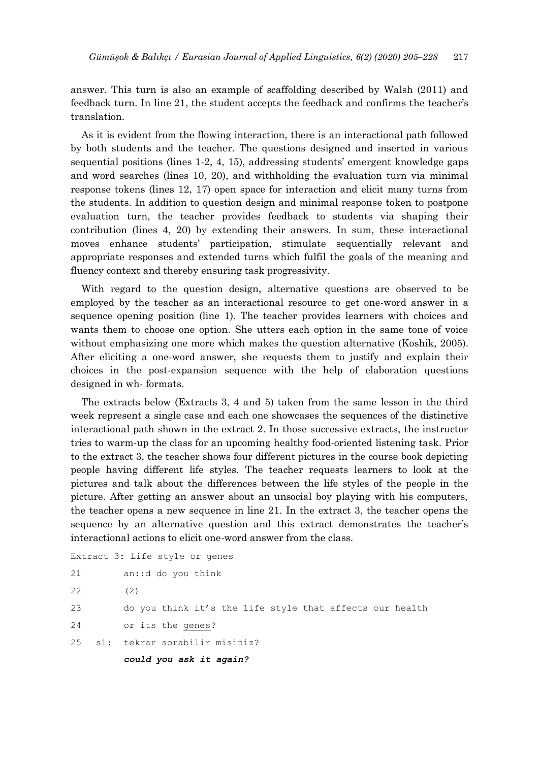answer. This turn is also an example of scaffolding described by Walsh (2011) and feedback turn. In line 21, the student accepts the feedback and confirms the teacher's translation.

As it is evident from the flowing interaction, there is an interactional path followed by both students and the teacher. The questions designed and inserted in various sequential positions (lines 1-2, 4, 15), addressing students' emergent knowledge gaps and word searches (lines 10, 20), and withholding the evaluation turn via minimal response tokens (lines 12, 17) open space for interaction and elicit many turns from the students. In addition to question design and minimal response token to postpone evaluation turn, the teacher provides feedback to students via shaping their contribution (lines 4, 20) by extending their answers. In sum, these interactional moves enhance students' participation, stimulate sequentially relevant and appropriate responses and extended turns which fulfil the goals of the meaning and fluency context and thereby ensuring task progressivity.

With regard to the question design, alternative questions are observed to be employed by the teacher as an interactional resource to get one-word answer in a sequence opening position (line 1). The teacher provides learners with choices and wants them to choose one option. She utters each option in the same tone of voice without emphasizing one more which makes the question alternative (Koshik, 2005). After eliciting a one-word answer, she requests them to justify and explain their choices in the post-expansion sequence with the help of elaboration questions designed in wh- formats.

The extracts below (Extracts 3, 4 and 5) taken from the same lesson in the third week represent a single case and each one showcases the sequences of the distinctive interactional path shown in the extract 2. In those successive extracts, the instructor tries to warm-up the class for an upcoming healthy food-oriented listening task. Prior to the extract 3, the teacher shows four different pictures in the course book depicting people having different life styles. The teacher requests learners to look at the pictures and talk about the differences between the life styles of the people in the picture. After getting an answer about an unsocial boy playing with his computers, the teacher opens a new sequence in line 21. In the extract 3, the teacher opens the sequence by an alternative question and this extract demonstrates the teacher's interactional actions to elicit one-word answer from the class.

```
Extract 3: Life style or genes
21         an::d do you think
22         (2)
23         do you think it's the life style that affects our health
24         or its the genes?
25   s1:   tekrar sorabilir misiniz?
           could you ask it again?
```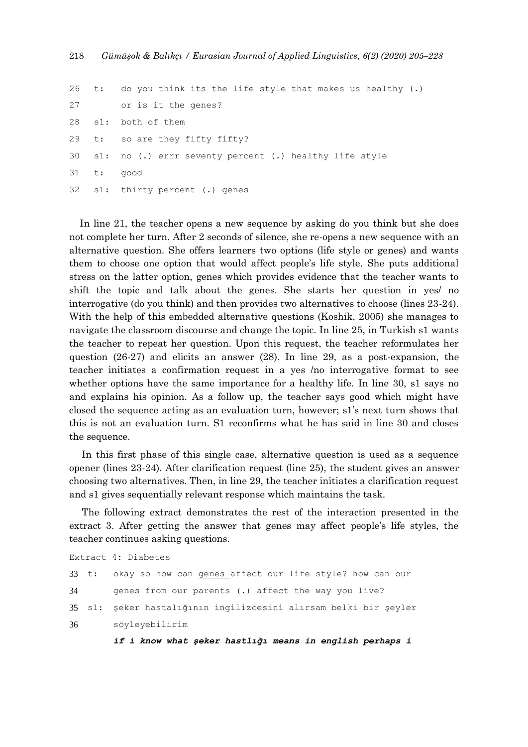```
26  t:   do you think its the life style that makes us healthy (.)
27       or is it the genes?
28  s1:  both of them
29  t:   so are they fifty fifty?
30  s1:  no (.) errr seventy percent (.) healthy life style
31  t:   good
32  s1:  thirty percent (.) genes
```

In line 21, the teacher opens a new sequence by asking do you think but she does not complete her turn. After 2 seconds of silence, she re-opens a new sequence with an alternative question. She offers learners two options (life style or genes) and wants them to choose one option that would affect people's life style. She puts additional stress on the latter option, genes which provides evidence that the teacher wants to shift the topic and talk about the genes. She starts her question in yes/ no interrogative (do you think) and then provides two alternatives to choose (lines 23-24). With the help of this embedded alternative questions (Koshik, 2005) she manages to navigate the classroom discourse and change the topic. In line 25, in Turkish s1 wants the teacher to repeat her question. Upon this request, the teacher reformulates her question (26-27) and elicits an answer (28). In line 29, as a post-expansion, the teacher initiates a confirmation request in a yes /no interrogative format to see whether options have the same importance for a healthy life. In line 30, s1 says no and explains his opinion. As a follow up, the teacher says good which might have closed the sequence acting as an evaluation turn, however; s1's next turn shows that this is not an evaluation turn. S1 reconfirms what he has said in line 30 and closes the sequence.

In this first phase of this single case, alternative question is used as a sequence opener (lines 23-24). After clarification request (line 25), the student gives an answer choosing two alternatives. Then, in line 29, the teacher initiates a clarification request and s1 gives sequentially relevant response which maintains the task.

The following extract demonstrates the rest of the interaction presented in the extract 3. After getting the answer that genes may affect people's life styles, the teacher continues asking questions.

Extract 4: Diabetes

```
33  t:   okay so how can genes affect our life style? how can our
34       genes from our parents (.) affect the way you live?
35  s1:  şeker hastalığının ingilizcesini alırsam belki bir şeyler
36       söyleyebilirim
         if i know what şeker hastlığı means in english perhaps i
```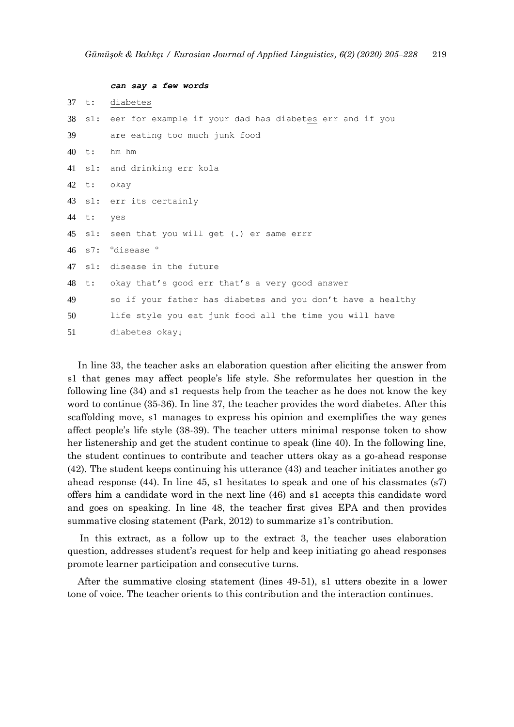```
        can say a few words
37  t:  diabetes
38  s1: eer for example if your dad has diabetes err and if you
39      are eating too much junk food
40  t:  hm hm
41  s1: and drinking err kola
42  t:  okay
43  s1: err its certainly
44  t:  yes
45  s1: seen that you will get (.) er same errr
46  s7: °disease °
47  s1: disease in the future
48  t:  okay that's good err that's a very good answer
49      so if your father has diabetes and you don't have a healthy
50      life style you eat junk food all the time you will have
51      diabetes okay↓
```

In line 33, the teacher asks an elaboration question after eliciting the answer from s1 that genes may affect people's life style. She reformulates her question in the following line (34) and s1 requests help from the teacher as he does not know the key word to continue (35-36). In line 37, the teacher provides the word diabetes. After this scaffolding move, s1 manages to express his opinion and exemplifies the way genes affect people's life style (38-39). The teacher utters minimal response token to show her listenership and get the student continue to speak (line 40). In the following line, the student continues to contribute and teacher utters okay as a go-ahead response (42). The student keeps continuing his utterance (43) and teacher initiates another go ahead response (44). In line 45, s1 hesitates to speak and one of his classmates (s7) offers him a candidate word in the next line (46) and s1 accepts this candidate word and goes on speaking. In line 48, the teacher first gives EPA and then provides summative closing statement (Park, 2012) to summarize s1's contribution.

In this extract, as a follow up to the extract 3, the teacher uses elaboration question, addresses student's request for help and keep initiating go ahead responses promote learner participation and consecutive turns.

After the summative closing statement (lines 49-51), s1 utters obezite in a lower tone of voice. The teacher orients to this contribution and the interaction continues.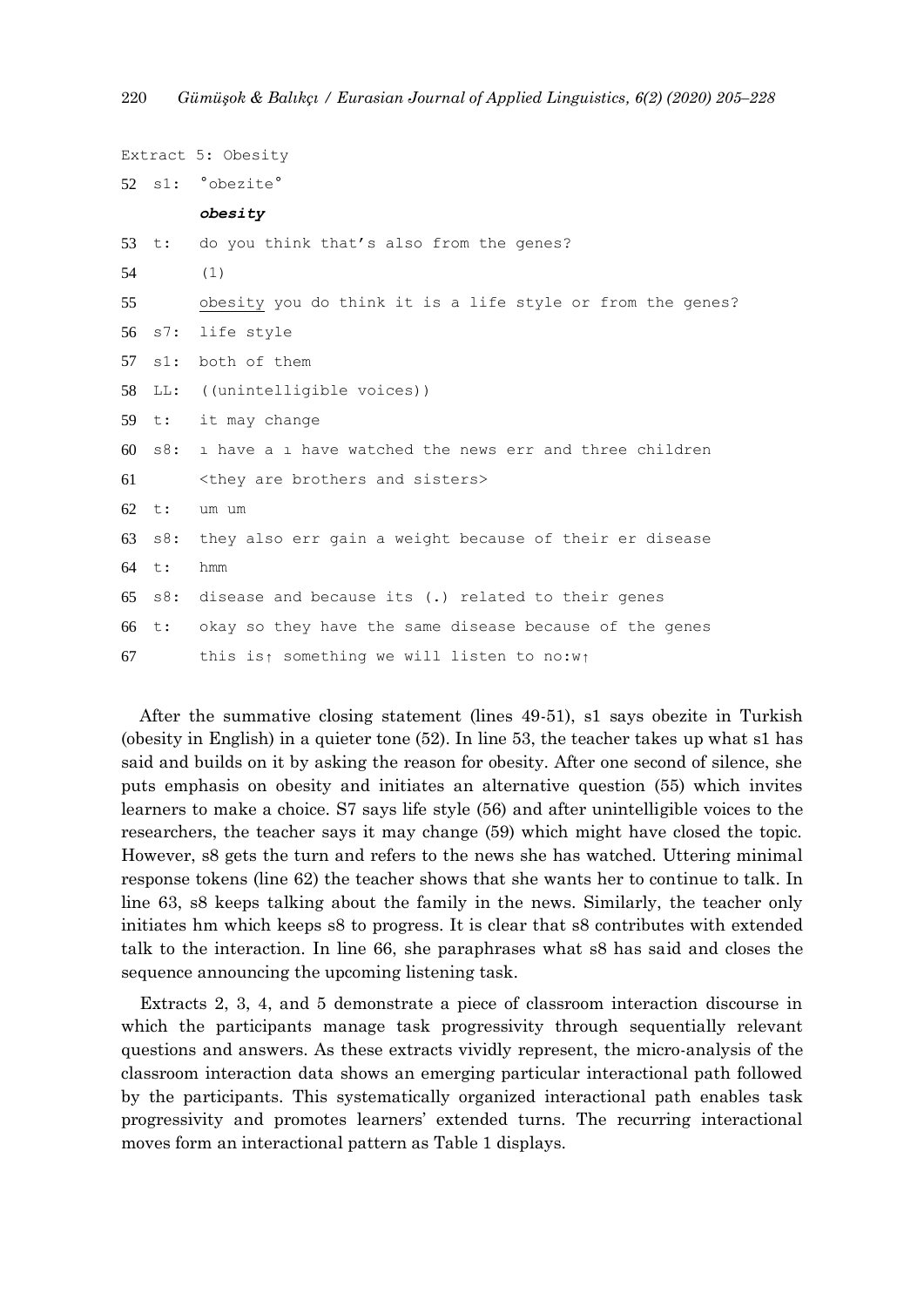Extract 5: Obesity

```
52  s1:  °obezite°
         obesity
53  t:   do you think that's also from the genes?
54       (1)
55       obesity you do think it is a life style or from the genes?
56  s7:  life style
57  s1:  both of them
58  LL:  ((unintelligible voices))
59  t:   it may change
60  s8:  ı have a ı have watched the news err and three children
61       <they are brothers and sisters>
62  t:   um um
63  s8:  they also err gain a weight because of their er disease
64  t:   hmm
65  s8:  disease and because its (.) related to their genes
66  t:   okay so they have the same disease because of the genes
67       this is↑ something we will listen to no:w↑
```

After the summative closing statement (lines 49-51), s1 says obezite in Turkish (obesity in English) in a quieter tone (52). In line 53, the teacher takes up what s1 has said and builds on it by asking the reason for obesity. After one second of silence, she puts emphasis on obesity and initiates an alternative question (55) which invites learners to make a choice. S7 says life style (56) and after unintelligible voices to the researchers, the teacher says it may change (59) which might have closed the topic. However, s8 gets the turn and refers to the news she has watched. Uttering minimal response tokens (line 62) the teacher shows that she wants her to continue to talk. In line 63, s8 keeps talking about the family in the news. Similarly, the teacher only initiates hm which keeps s8 to progress. It is clear that s8 contributes with extended talk to the interaction. In line 66, she paraphrases what s8 has said and closes the sequence announcing the upcoming listening task.

Extracts 2, 3, 4, and 5 demonstrate a piece of classroom interaction discourse in which the participants manage task progressivity through sequentially relevant questions and answers. As these extracts vividly represent, the micro-analysis of the classroom interaction data shows an emerging particular interactional path followed by the participants. This systematically organized interactional path enables task progressivity and promotes learners' extended turns. The recurring interactional moves form an interactional pattern as Table 1 displays.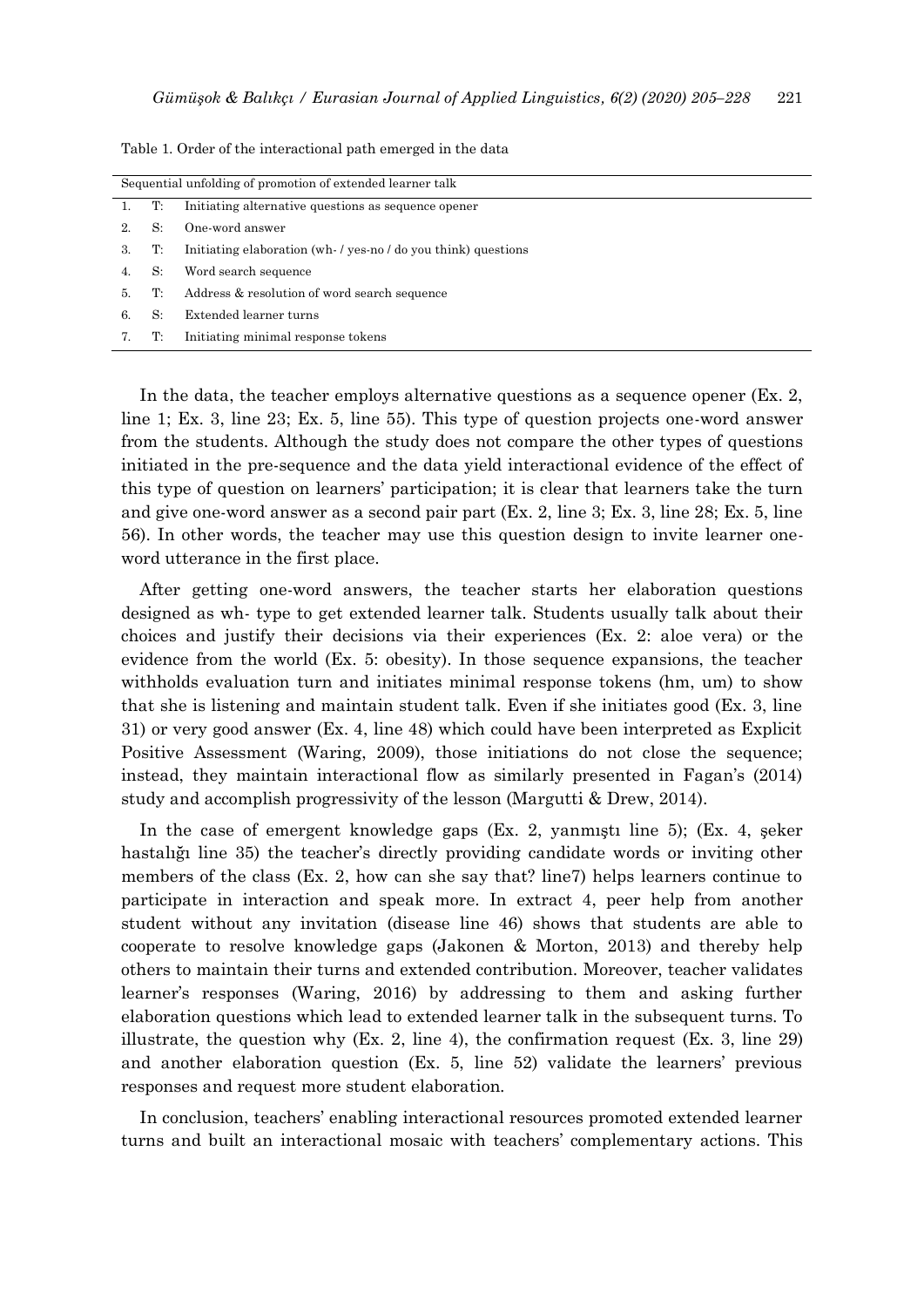Table 1. Order of the interactional path emerged in the data

| Sequential unfolding of promotion of extended learner talk | | |
|---|---|---|
| 1. | T: | Initiating alternative questions as sequence opener |
| 2. | S: | One-word answer |
| 3. | T: | Initiating elaboration (wh- / yes-no / do you think) questions |
| 4. | S: | Word search sequence |
| 5. | T: | Address & resolution of word search sequence |
| 6. | S: | Extended learner turns |
| 7. | T: | Initiating minimal response tokens |

In the data, the teacher employs alternative questions as a sequence opener (Ex. 2, line 1; Ex. 3, line 23; Ex. 5, line 55). This type of question projects one-word answer from the students. Although the study does not compare the other types of questions initiated in the pre-sequence and the data yield interactional evidence of the effect of this type of question on learners' participation; it is clear that learners take the turn and give one-word answer as a second pair part (Ex. 2, line 3; Ex. 3, line 28; Ex. 5, line 56). In other words, the teacher may use this question design to invite learner one-word utterance in the first place.

After getting one-word answers, the teacher starts her elaboration questions designed as wh- type to get extended learner talk. Students usually talk about their choices and justify their decisions via their experiences (Ex. 2: aloe vera) or the evidence from the world (Ex. 5: obesity). In those sequence expansions, the teacher withholds evaluation turn and initiates minimal response tokens (hm, um) to show that she is listening and maintain student talk. Even if she initiates good (Ex. 3, line 31) or very good answer (Ex. 4, line 48) which could have been interpreted as Explicit Positive Assessment (Waring, 2009), those initiations do not close the sequence; instead, they maintain interactional flow as similarly presented in Fagan's (2014) study and accomplish progressivity of the lesson (Margutti & Drew, 2014).

In the case of emergent knowledge gaps (Ex. 2, yanmıştı line 5); (Ex. 4, şeker hastalığı line 35) the teacher's directly providing candidate words or inviting other members of the class (Ex. 2, how can she say that? line7) helps learners continue to participate in interaction and speak more. In extract 4, peer help from another student without any invitation (disease line 46) shows that students are able to cooperate to resolve knowledge gaps (Jakonen & Morton, 2013) and thereby help others to maintain their turns and extended contribution. Moreover, teacher validates learner's responses (Waring, 2016) by addressing to them and asking further elaboration questions which lead to extended learner talk in the subsequent turns. To illustrate, the question why (Ex. 2, line 4), the confirmation request (Ex. 3, line 29) and another elaboration question (Ex. 5, line 52) validate the learners' previous responses and request more student elaboration.

In conclusion, teachers' enabling interactional resources promoted extended learner turns and built an interactional mosaic with teachers' complementary actions. This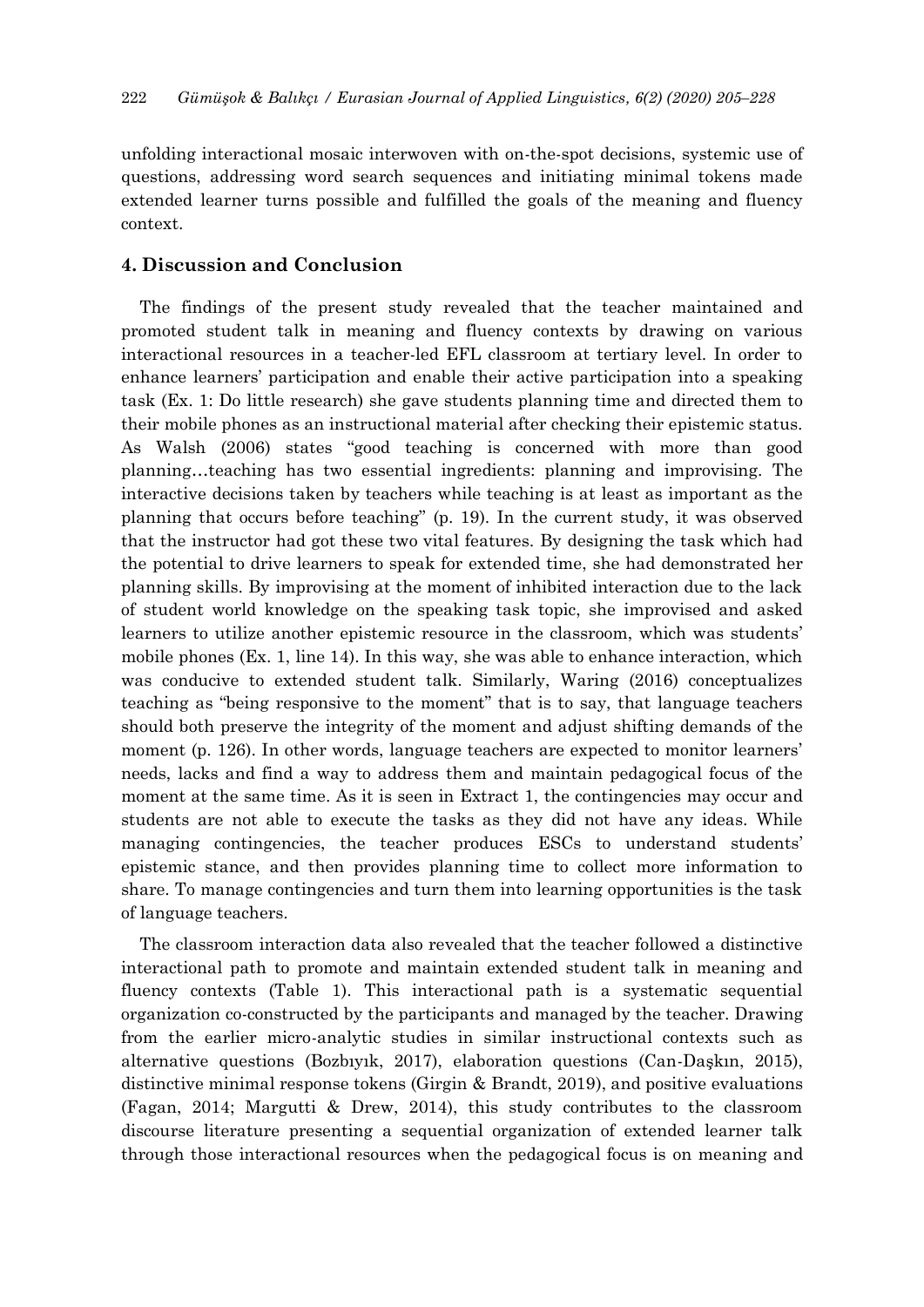unfolding interactional mosaic interwoven with on-the-spot decisions, systemic use of questions, addressing word search sequences and initiating minimal tokens made extended learner turns possible and fulfilled the goals of the meaning and fluency context.

## 4. Discussion and Conclusion

The findings of the present study revealed that the teacher maintained and promoted student talk in meaning and fluency contexts by drawing on various interactional resources in a teacher-led EFL classroom at tertiary level. In order to enhance learners' participation and enable their active participation into a speaking task (Ex. 1: Do little research) she gave students planning time and directed them to their mobile phones as an instructional material after checking their epistemic status. As Walsh (2006) states "good teaching is concerned with more than good planning…teaching has two essential ingredients: planning and improvising. The interactive decisions taken by teachers while teaching is at least as important as the planning that occurs before teaching" (p. 19). In the current study, it was observed that the instructor had got these two vital features. By designing the task which had the potential to drive learners to speak for extended time, she had demonstrated her planning skills. By improvising at the moment of inhibited interaction due to the lack of student world knowledge on the speaking task topic, she improvised and asked learners to utilize another epistemic resource in the classroom, which was students' mobile phones (Ex. 1, line 14). In this way, she was able to enhance interaction, which was conducive to extended student talk. Similarly, Waring (2016) conceptualizes teaching as "being responsive to the moment" that is to say, that language teachers should both preserve the integrity of the moment and adjust shifting demands of the moment (p. 126). In other words, language teachers are expected to monitor learners' needs, lacks and find a way to address them and maintain pedagogical focus of the moment at the same time. As it is seen in Extract 1, the contingencies may occur and students are not able to execute the tasks as they did not have any ideas. While managing contingencies, the teacher produces ESCs to understand students' epistemic stance, and then provides planning time to collect more information to share. To manage contingencies and turn them into learning opportunities is the task of language teachers.

The classroom interaction data also revealed that the teacher followed a distinctive interactional path to promote and maintain extended student talk in meaning and fluency contexts (Table 1). This interactional path is a systematic sequential organization co-constructed by the participants and managed by the teacher. Drawing from the earlier micro-analytic studies in similar instructional contexts such as alternative questions (Bozbıyık, 2017), elaboration questions (Can-Daşkın, 2015), distinctive minimal response tokens (Girgin & Brandt, 2019), and positive evaluations (Fagan, 2014; Margutti & Drew, 2014), this study contributes to the classroom discourse literature presenting a sequential organization of extended learner talk through those interactional resources when the pedagogical focus is on meaning and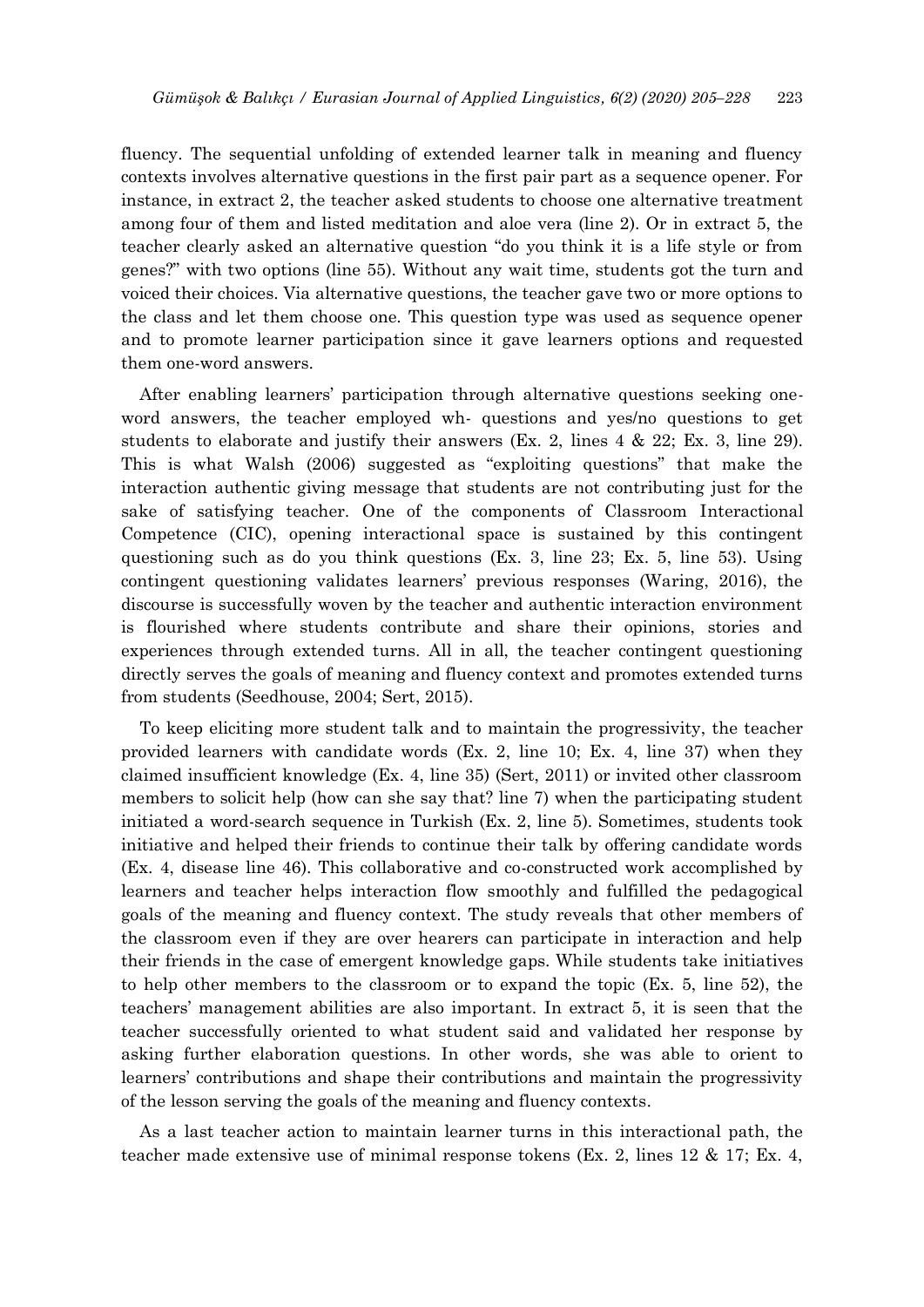fluency. The sequential unfolding of extended learner talk in meaning and fluency contexts involves alternative questions in the first pair part as a sequence opener. For instance, in extract 2, the teacher asked students to choose one alternative treatment among four of them and listed meditation and aloe vera (line 2). Or in extract 5, the teacher clearly asked an alternative question "do you think it is a life style or from genes?" with two options (line 55). Without any wait time, students got the turn and voiced their choices. Via alternative questions, the teacher gave two or more options to the class and let them choose one. This question type was used as sequence opener and to promote learner participation since it gave learners options and requested them one-word answers.

After enabling learners' participation through alternative questions seeking one-word answers, the teacher employed wh- questions and yes/no questions to get students to elaborate and justify their answers (Ex. 2, lines 4 & 22; Ex. 3, line 29). This is what Walsh (2006) suggested as "exploiting questions" that make the interaction authentic giving message that students are not contributing just for the sake of satisfying teacher. One of the components of Classroom Interactional Competence (CIC), opening interactional space is sustained by this contingent questioning such as do you think questions (Ex. 3, line 23; Ex. 5, line 53). Using contingent questioning validates learners' previous responses (Waring, 2016), the discourse is successfully woven by the teacher and authentic interaction environment is flourished where students contribute and share their opinions, stories and experiences through extended turns. All in all, the teacher contingent questioning directly serves the goals of meaning and fluency context and promotes extended turns from students (Seedhouse, 2004; Sert, 2015).

To keep eliciting more student talk and to maintain the progressivity, the teacher provided learners with candidate words (Ex. 2, line 10; Ex. 4, line 37) when they claimed insufficient knowledge (Ex. 4, line 35) (Sert, 2011) or invited other classroom members to solicit help (how can she say that? line 7) when the participating student initiated a word-search sequence in Turkish (Ex. 2, line 5). Sometimes, students took initiative and helped their friends to continue their talk by offering candidate words (Ex. 4, disease line 46). This collaborative and co-constructed work accomplished by learners and teacher helps interaction flow smoothly and fulfilled the pedagogical goals of the meaning and fluency context. The study reveals that other members of the classroom even if they are over hearers can participate in interaction and help their friends in the case of emergent knowledge gaps. While students take initiatives to help other members to the classroom or to expand the topic (Ex. 5, line 52), the teachers' management abilities are also important. In extract 5, it is seen that the teacher successfully oriented to what student said and validated her response by asking further elaboration questions. In other words, she was able to orient to learners' contributions and shape their contributions and maintain the progressivity of the lesson serving the goals of the meaning and fluency contexts.

As a last teacher action to maintain learner turns in this interactional path, the teacher made extensive use of minimal response tokens (Ex. 2, lines 12 & 17; Ex. 4,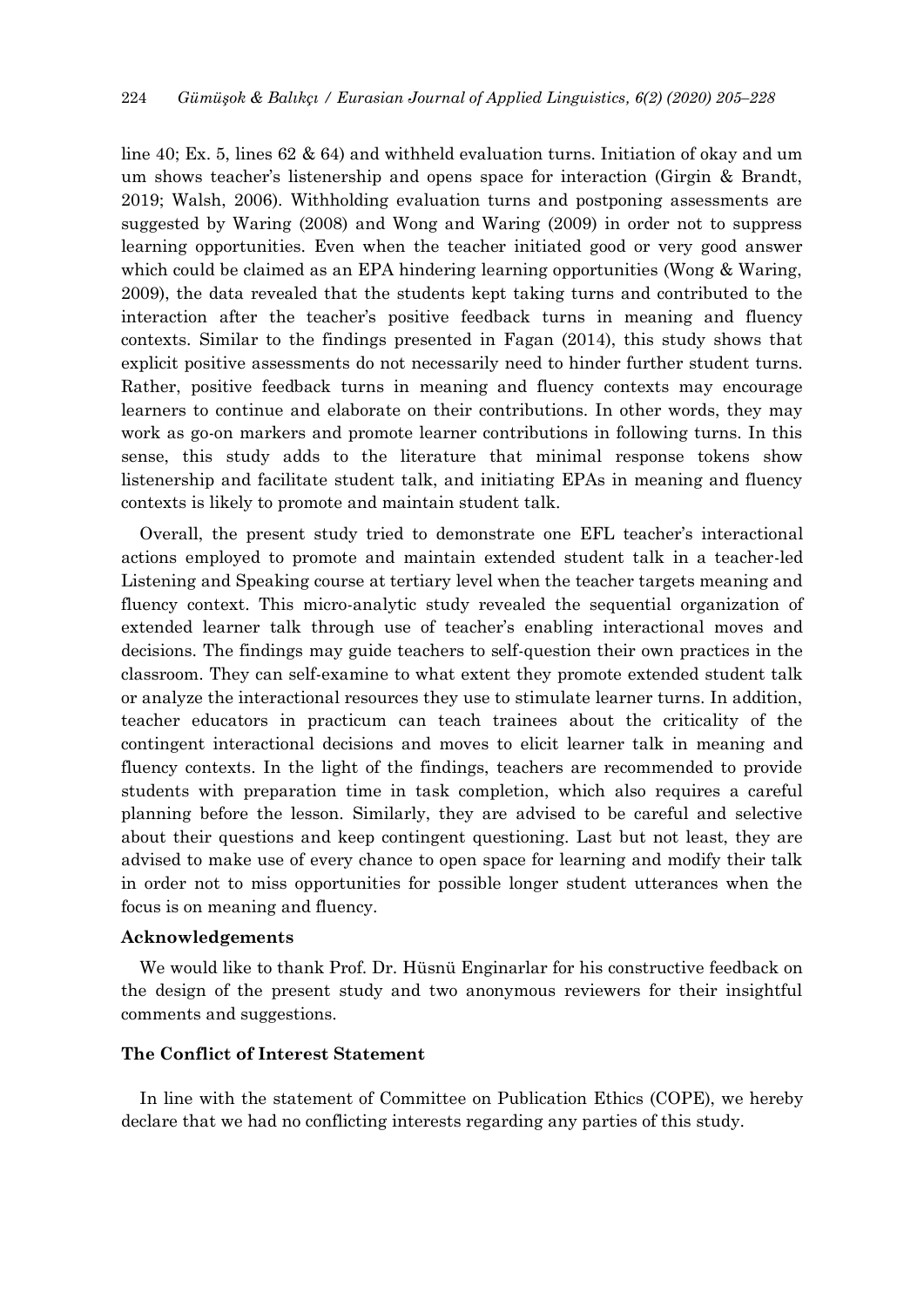line 40; Ex. 5, lines 62 & 64) and withheld evaluation turns. Initiation of okay and um um shows teacher's listenership and opens space for interaction (Girgin & Brandt, 2019; Walsh, 2006). Withholding evaluation turns and postponing assessments are suggested by Waring (2008) and Wong and Waring (2009) in order not to suppress learning opportunities. Even when the teacher initiated good or very good answer which could be claimed as an EPA hindering learning opportunities (Wong & Waring, 2009), the data revealed that the students kept taking turns and contributed to the interaction after the teacher's positive feedback turns in meaning and fluency contexts. Similar to the findings presented in Fagan (2014), this study shows that explicit positive assessments do not necessarily need to hinder further student turns. Rather, positive feedback turns in meaning and fluency contexts may encourage learners to continue and elaborate on their contributions. In other words, they may work as go-on markers and promote learner contributions in following turns. In this sense, this study adds to the literature that minimal response tokens show listenership and facilitate student talk, and initiating EPAs in meaning and fluency contexts is likely to promote and maintain student talk.

Overall, the present study tried to demonstrate one EFL teacher's interactional actions employed to promote and maintain extended student talk in a teacher-led Listening and Speaking course at tertiary level when the teacher targets meaning and fluency context. This micro-analytic study revealed the sequential organization of extended learner talk through use of teacher's enabling interactional moves and decisions. The findings may guide teachers to self-question their own practices in the classroom. They can self-examine to what extent they promote extended student talk or analyze the interactional resources they use to stimulate learner turns. In addition, teacher educators in practicum can teach trainees about the criticality of the contingent interactional decisions and moves to elicit learner talk in meaning and fluency contexts. In the light of the findings, teachers are recommended to provide students with preparation time in task completion, which also requires a careful planning before the lesson. Similarly, they are advised to be careful and selective about their questions and keep contingent questioning. Last but not least, they are advised to make use of every chance to open space for learning and modify their talk in order not to miss opportunities for possible longer student utterances when the focus is on meaning and fluency.

### Acknowledgements

We would like to thank Prof. Dr. Hüsnü Enginarlar for his constructive feedback on the design of the present study and two anonymous reviewers for their insightful comments and suggestions.

### The Conflict of Interest Statement

In line with the statement of Committee on Publication Ethics (COPE), we hereby declare that we had no conflicting interests regarding any parties of this study.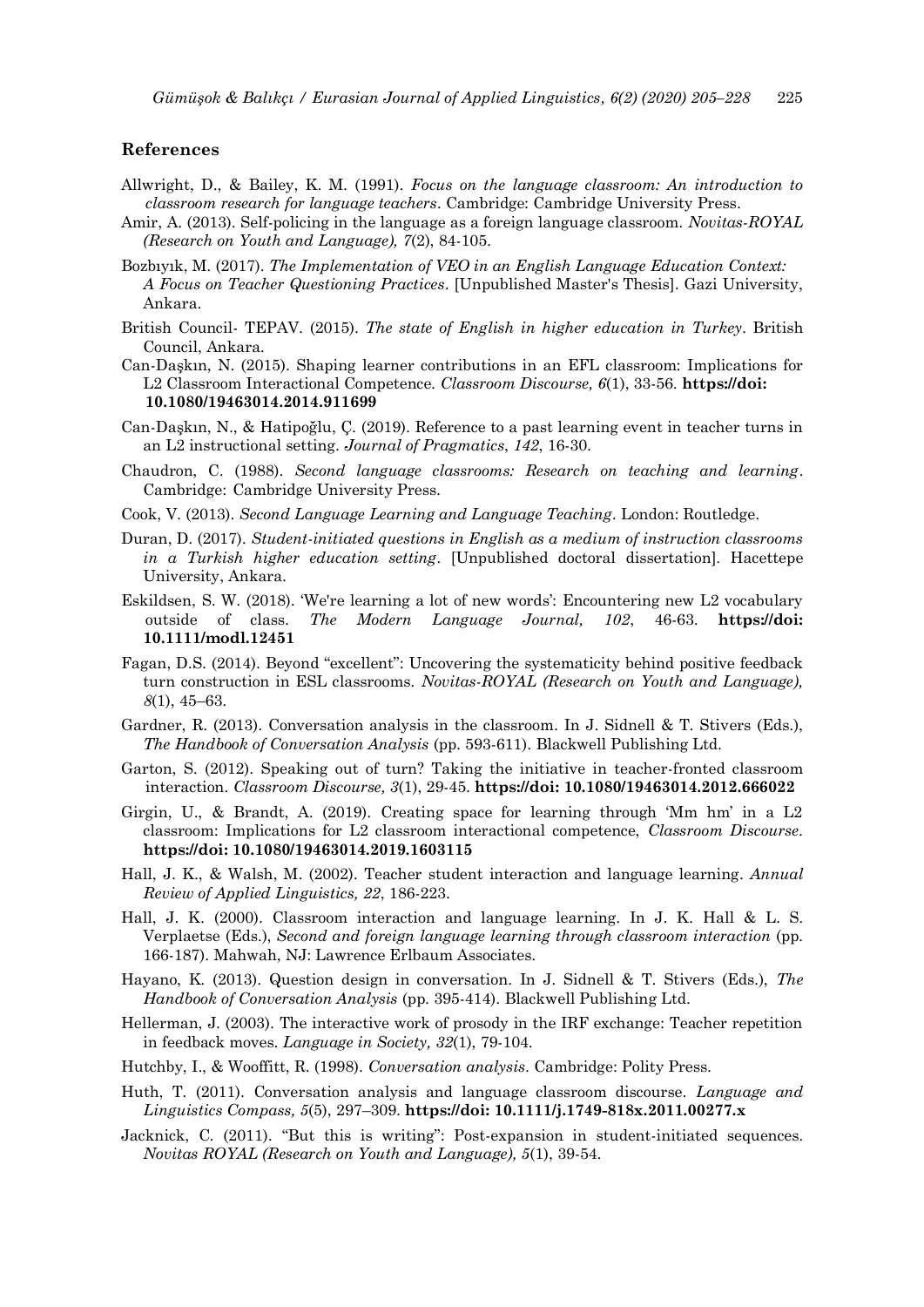## References

Allwright, D., & Bailey, K. M. (1991). *Focus on the language classroom: An introduction to classroom research for language teachers*. Cambridge: Cambridge University Press.

Amir, A. (2013). Self-policing in the language as a foreign language classroom. *Novitas-ROYAL (Research on Youth and Language), 7*(2), 84-105.

Bozbıyık, M. (2017). *The Implementation of VEO in an English Language Education Context: A Focus on Teacher Questioning Practices*. [Unpublished Master's Thesis]. Gazi University, Ankara.

British Council- TEPAV. (2015). *The state of English in higher education in Turkey*. British Council, Ankara.

Can-Daşkın, N. (2015). Shaping learner contributions in an EFL classroom: Implications for L2 Classroom Interactional Competence. *Classroom Discourse, 6*(1), 33-56. **https://doi: 10.1080/19463014.2014.911699**

Can-Daşkın, N., & Hatipoğlu, Ç. (2019). Reference to a past learning event in teacher turns in an L2 instructional setting. *Journal of Pragmatics*, *142*, 16-30.

Chaudron, C. (1988). *Second language classrooms: Research on teaching and learning*. Cambridge: Cambridge University Press.

Cook, V. (2013). *Second Language Learning and Language Teaching*. London: Routledge.

Duran, D. (2017). *Student-initiated questions in English as a medium of instruction classrooms in a Turkish higher education setting*. [Unpublished doctoral dissertation]. Hacettepe University, Ankara.

Eskildsen, S. W. (2018). 'We're learning a lot of new words': Encountering new L2 vocabulary outside of class. *The Modern Language Journal, 102*, 46-63. **https://doi: 10.1111/modl.12451**

Fagan, D.S. (2014). Beyond "excellent": Uncovering the systematicity behind positive feedback turn construction in ESL classrooms. *Novitas-ROYAL (Research on Youth and Language), 8*(1), 45–63.

Gardner, R. (2013). Conversation analysis in the classroom. In J. Sidnell & T. Stivers (Eds.), *The Handbook of Conversation Analysis* (pp. 593-611). Blackwell Publishing Ltd.

Garton, S. (2012). Speaking out of turn? Taking the initiative in teacher-fronted classroom interaction. *Classroom Discourse, 3*(1), 29-45. **https://doi: 10.1080/19463014.2012.666022**

Girgin, U., & Brandt, A. (2019). Creating space for learning through 'Mm hm' in a L2 classroom: Implications for L2 classroom interactional competence, *Classroom Discourse*. **https://doi: 10.1080/19463014.2019.1603115**

Hall, J. K., & Walsh, M. (2002). Teacher student interaction and language learning. *Annual Review of Applied Linguistics, 22*, 186-223.

Hall, J. K. (2000). Classroom interaction and language learning. In J. K. Hall & L. S. Verplaetse (Eds.), *Second and foreign language learning through classroom interaction* (pp. 166-187). Mahwah, NJ: Lawrence Erlbaum Associates.

Hayano, K. (2013). Question design in conversation. In J. Sidnell & T. Stivers (Eds.), *The Handbook of Conversation Analysis* (pp. 395-414). Blackwell Publishing Ltd.

Hellerman, J. (2003). The interactive work of prosody in the IRF exchange: Teacher repetition in feedback moves. *Language in Society, 32*(1), 79-104.

Hutchby, I., & Wooffitt, R. (1998). *Conversation analysis*. Cambridge: Polity Press.

Huth, T. (2011). Conversation analysis and language classroom discourse. *Language and Linguistics Compass, 5*(5), 297–309. **https://doi: 10.1111/j.1749-818x.2011.00277.x**

Jacknick, C. (2011). "But this is writing": Post-expansion in student-initiated sequences. *Novitas ROYAL (Research on Youth and Language), 5*(1), 39-54.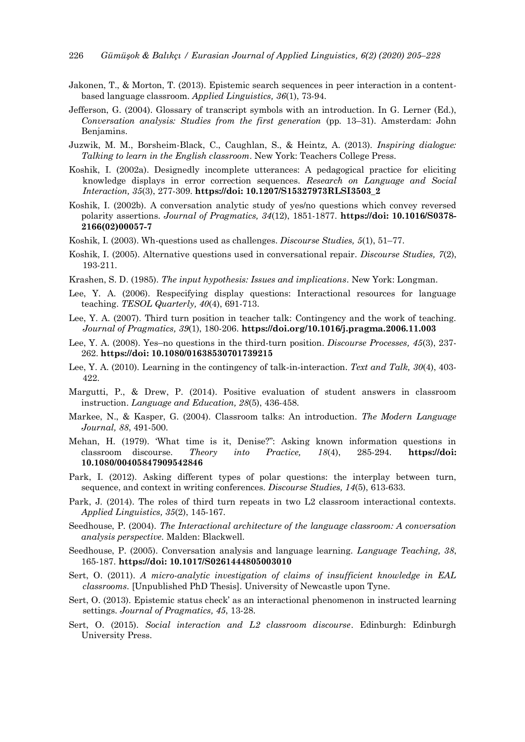Jakonen, T., & Morton, T. (2013). Epistemic search sequences in peer interaction in a content-based language classroom. *Applied Linguistics, 36*(1), 73-94.

Jefferson, G. (2004). Glossary of transcript symbols with an introduction. In G. Lerner (Ed.), *Conversation analysis: Studies from the first generation* (pp. 13–31). Amsterdam: John Benjamins.

Juzwik, M. M., Borsheim-Black, C., Caughlan, S., & Heintz, A. (2013). *Inspiring dialogue: Talking to learn in the English classroom*. New York: Teachers College Press.

Koshik, I. (2002a). Designedly incomplete utterances: A pedagogical practice for eliciting knowledge displays in error correction sequences. *Research on Language and Social Interaction, 35*(3), 277-309. **https://doi: 10.1207/S15327973RLSI3503_2**

Koshik, I. (2002b). A conversation analytic study of yes/no questions which convey reversed polarity assertions. *Journal of Pragmatics, 34*(12), 1851-1877. **https://doi: 10.1016/S0378-2166(02)00057-7**

Koshik, I. (2003). Wh-questions used as challenges. *Discourse Studies, 5*(1), 51–77.

Koshik, I. (2005). Alternative questions used in conversational repair. *Discourse Studies, 7*(2), 193-211.

Krashen, S. D. (1985). *The input hypothesis: Issues and implications*. New York: Longman.

Lee, Y. A. (2006). Respecifying display questions: Interactional resources for language teaching. *TESOL Quarterly, 40*(4), 691-713.

Lee, Y. A. (2007). Third turn position in teacher talk: Contingency and the work of teaching. *Journal of Pragmatics, 39*(1), 180-206. **https://doi.org/10.1016/j.pragma.2006.11.003**

Lee, Y. A. (2008). Yes–no questions in the third-turn position. *Discourse Processes, 45*(3), 237-262. **https://doi: 10.1080/01638530701739215**

Lee, Y. A. (2010). Learning in the contingency of talk-in-interaction. *Text and Talk, 30*(4), 403-422.

Margutti, P., & Drew, P. (2014). Positive evaluation of student answers in classroom instruction. *Language and Education, 28*(5), 436-458.

Markee, N., & Kasper, G. (2004). Classroom talks: An introduction. *The Modern Language Journal, 88*, 491-500.

Mehan, H. (1979). 'What time is it, Denise?'': Asking known information questions in classroom discourse. *Theory into Practice, 18*(4), 285-294. **https://doi: 10.1080/00405847909542846**

Park, I. (2012). Asking different types of polar questions: the interplay between turn, sequence, and context in writing conferences. *Discourse Studies, 14*(5), 613-633.

Park, J. (2014). The roles of third turn repeats in two L2 classroom interactional contexts. *Applied Linguistics, 35*(2), 145-167.

Seedhouse, P. (2004). *The Interactional architecture of the language classroom: A conversation analysis perspective.* Malden: Blackwell.

Seedhouse, P. (2005). Conversation analysis and language learning. *Language Teaching, 38*, 165-187. **https://doi: 10.1017/S0261444805003010**

Sert, O. (2011). *A micro-analytic investigation of claims of insufficient knowledge in EAL classrooms.* [Unpublished PhD Thesis]. University of Newcastle upon Tyne.

Sert, O. (2013). Epistemic status check' as an interactional phenomenon in instructed learning settings. *Journal of Pragmatics, 45*, 13-28.

Sert, O. (2015). *Social interaction and L2 classroom discourse*. Edinburgh: Edinburgh University Press.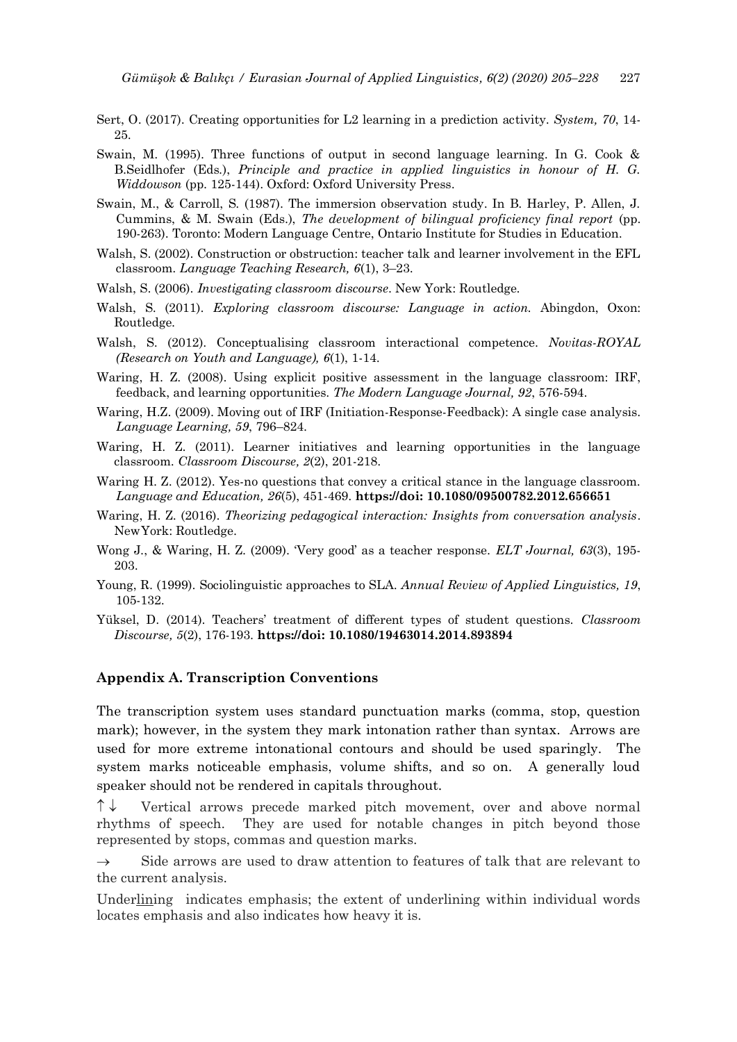Sert, O. (2017). Creating opportunities for L2 learning in a prediction activity. *System, 70*, 14-25.

Swain, M. (1995). Three functions of output in second language learning. In G. Cook & B.Seidlhofer (Eds.), *Principle and practice in applied linguistics in honour of H. G. Widdowson* (pp. 125-144). Oxford: Oxford University Press.

Swain, M., & Carroll, S. (1987). The immersion observation study. In B. Harley, P. Allen, J. Cummins, & M. Swain (Eds.), *The development of bilingual proficiency final report* (pp. 190-263). Toronto: Modern Language Centre, Ontario Institute for Studies in Education.

Walsh, S. (2002). Construction or obstruction: teacher talk and learner involvement in the EFL classroom. *Language Teaching Research, 6*(1), 3–23.

Walsh, S. (2006). *Investigating classroom discourse*. New York: Routledge.

Walsh, S. (2011). *Exploring classroom discourse: Language in action.* Abingdon, Oxon: Routledge.

Walsh, S. (2012). Conceptualising classroom interactional competence. *Novitas-ROYAL (Research on Youth and Language), 6*(1), 1-14.

Waring, H. Z. (2008). Using explicit positive assessment in the language classroom: IRF, feedback, and learning opportunities. *The Modern Language Journal, 92*, 576-594.

Waring, H.Z. (2009). Moving out of IRF (Initiation-Response-Feedback): A single case analysis. *Language Learning, 59*, 796–824.

Waring, H. Z. (2011). Learner initiatives and learning opportunities in the language classroom. *Classroom Discourse, 2*(2), 201-218.

Waring H. Z. (2012). Yes-no questions that convey a critical stance in the language classroom. *Language and Education, 26*(5), 451-469. **https://doi: 10.1080/09500782.2012.656651**

Waring, H. Z. (2016). *Theorizing pedagogical interaction: Insights from conversation analysis*. NewYork: Routledge.

Wong J., & Waring, H. Z. (2009). 'Very good' as a teacher response. *ELT Journal, 63*(3), 195-203.

Young, R. (1999). Sociolinguistic approaches to SLA. *Annual Review of Applied Linguistics, 19*, 105-132.

Yüksel, D. (2014). Teachers' treatment of different types of student questions. *Classroom Discourse, 5*(2), 176-193. **https://doi: 10.1080/19463014.2014.893894**

## Appendix A. Transcription Conventions

The transcription system uses standard punctuation marks (comma, stop, question mark); however, in the system they mark intonation rather than syntax. Arrows are used for more extreme intonational contours and should be used sparingly. The system marks noticeable emphasis, volume shifts, and so on. A generally loud speaker should not be rendered in capitals throughout.

↑↓ Vertical arrows precede marked pitch movement, over and above normal rhythms of speech. They are used for notable changes in pitch beyond those represented by stops, commas and question marks.

→ Side arrows are used to draw attention to features of talk that are relevant to the current analysis.

Underlining indicates emphasis; the extent of underlining within individual words locates emphasis and also indicates how heavy it is.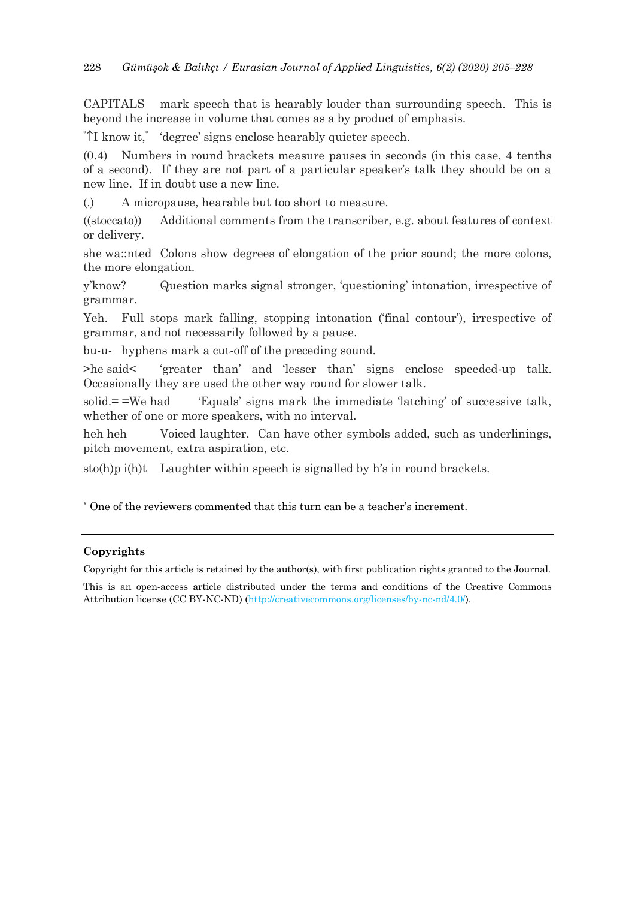CAPITALS mark speech that is hearably louder than surrounding speech. This is beyond the increase in volume that comes as a by product of emphasis.

°↑I know it,° 'degree' signs enclose hearably quieter speech.

(0.4) Numbers in round brackets measure pauses in seconds (in this case, 4 tenths of a second). If they are not part of a particular speaker's talk they should be on a new line. If in doubt use a new line.

(.) A micropause, hearable but too short to measure.

((stoccato)) Additional comments from the transcriber, e.g. about features of context or delivery.

she wa::nted Colons show degrees of elongation of the prior sound; the more colons, the more elongation.

y'know? Question marks signal stronger, 'questioning' intonation, irrespective of grammar.

Yeh. Full stops mark falling, stopping intonation ('final contour'), irrespective of grammar, and not necessarily followed by a pause.

bu-u- hyphens mark a cut-off of the preceding sound.

>he said< 'greater than' and 'lesser than' signs enclose speeded-up talk. Occasionally they are used the other way round for slower talk.

solid.= =We had 'Equals' signs mark the immediate 'latching' of successive talk, whether of one or more speakers, with no interval.

heh heh Voiced laughter. Can have other symbols added, such as underlinings, pitch movement, extra aspiration, etc.

sto(h)p i(h)t Laughter within speech is signalled by h's in round brackets.

* One of the reviewers commented that this turn can be a teacher's increment.

---

**Copyrights**

Copyright for this article is retained by the author(s), with first publication rights granted to the Journal.

This is an open-access article distributed under the terms and conditions of the Creative Commons Attribution license (CC BY-NC-ND) (http://creativecommons.org/licenses/by-nc-nd/4.0/).